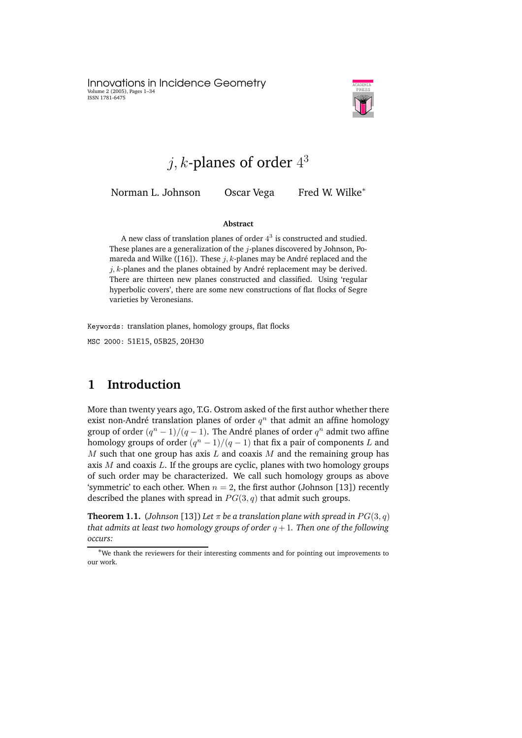# $j, k$-planes of order $4^3$

Norman L. Johnson   Oscar Vega   Fred W. Wilke*

**Abstract**

A new class of translation planes of order $4^3$ is constructed and studied. These planes are a generalization of the $j$-planes discovered by Johnson, Pomareda and Wilke ([16]). These $j, k$-planes may be André replaced and the $j, k$-planes and the planes obtained by André replacement may be derived. There are thirteen new planes constructed and classified. Using 'regular hyperbolic covers', there are some new constructions of flat flocks of Segre varieties by Veronesians.

Keywords: translation planes, homology groups, flat flocks

MSC 2000: 51E15, 05B25, 20H30

## 1 Introduction

More than twenty years ago, T.G. Ostrom asked of the first author whether there exist non-André translation planes of order $q^n$ that admit an affine homology group of order $(q^n - 1)/(q - 1)$. The André planes of order $q^n$ admit two affine homology groups of order $(q^n - 1)/(q - 1)$ that fix a pair of components $L$ and $M$ such that one group has axis $L$ and coaxis $M$ and the remaining group has axis $M$ and coaxis $L$. If the groups are cyclic, planes with two homology groups of such order may be characterized. We call such homology groups as above 'symmetric' to each other. When $n = 2$, the first author (Johnson [13]) recently described the planes with spread in $PG(3, q)$ that admit such groups.

**Theorem 1.1.** (*Johnson* [13]) *Let $\pi$ be a translation plane with spread in $PG(3, q)$ that admits at least two homology groups of order $q + 1$. Then one of the following occurs:*

*We thank the reviewers for their interesting comments and for pointing out improvements to our work.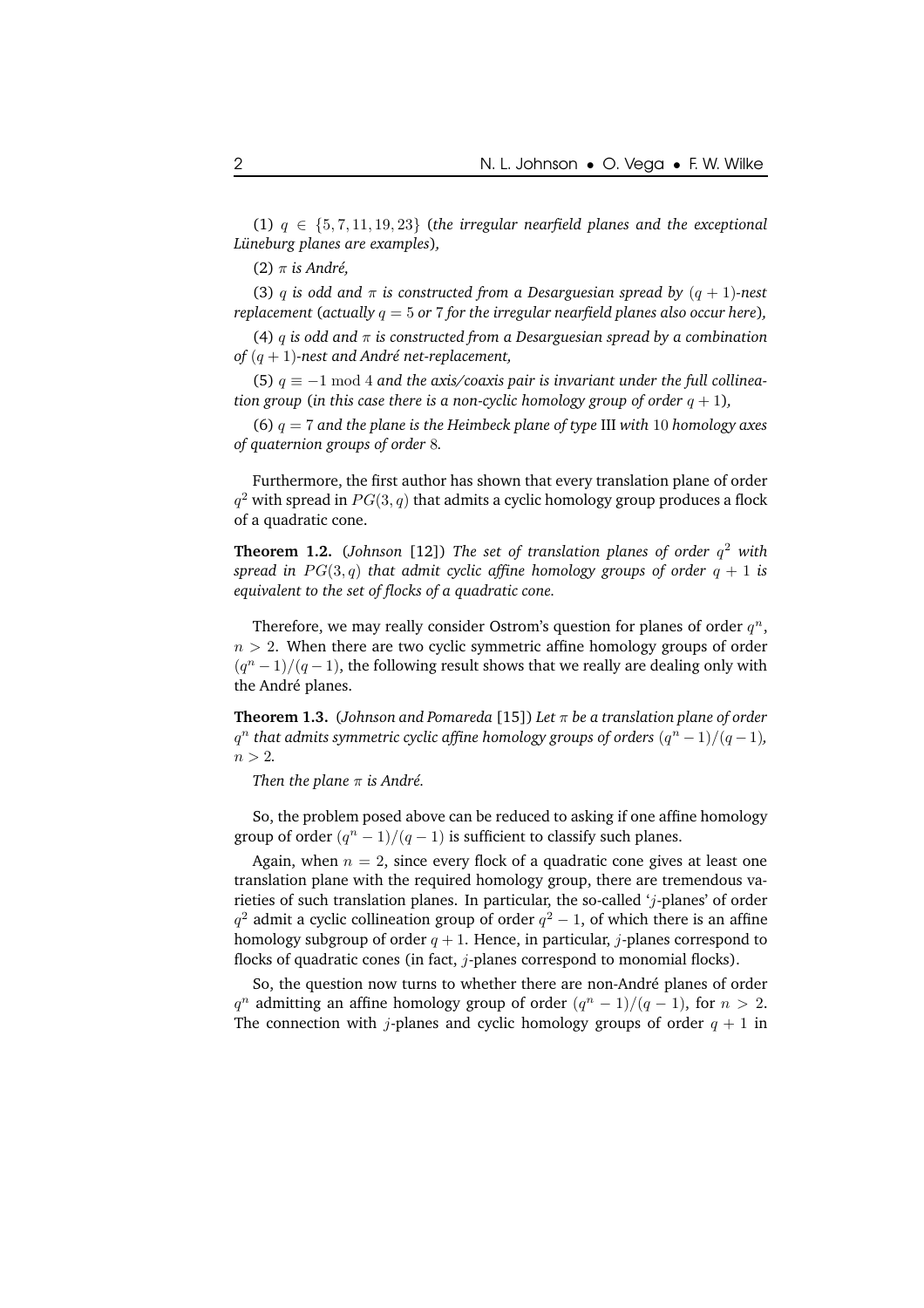(1) $q \in \{5, 7, 11, 19, 23\}$ (*the irregular nearfield planes and the exceptional Lüneburg planes are examples*),

(2) $\pi$ *is André,*

(3) $q$ *is odd and* $\pi$ *is constructed from a Desarguesian spread by* $(q+1)$*-nest replacement* (*actually* $q = 5$ *or* $7$ *for the irregular nearfield planes also occur here*),

(4) $q$ *is odd and* $\pi$ *is constructed from a Desarguesian spread by a combination of* $(q+1)$*-nest and André net-replacement,*

(5) $q \equiv -1 \bmod 4$ *and the axis/coaxis pair is invariant under the full collineation group* (*in this case there is a non-cyclic homology group of order* $q+1$),

(6) $q = 7$ *and the plane is the Heimbeck plane of type* III *with* $10$ *homology axes of quaternion groups of order* $8$.

Furthermore, the first author has shown that every translation plane of order $q^2$ with spread in $PG(3, q)$ that admits a cyclic homology group produces a flock of a quadratic cone.

**Theorem 1.2.** (*Johnson* [12]) *The set of translation planes of order* $q^2$ *with spread in* $PG(3, q)$ *that admit cyclic affine homology groups of order* $q+1$ *is equivalent to the set of flocks of a quadratic cone.*

Therefore, we may really consider Ostrom's question for planes of order $q^n$, $n > 2$. When there are two cyclic symmetric affine homology groups of order $(q^n - 1)/(q - 1)$, the following result shows that we really are dealing only with the André planes.

**Theorem 1.3.** (*Johnson and Pomareda* [15]) *Let* $\pi$ *be a translation plane of order* $q^n$ *that admits symmetric cyclic affine homology groups of orders* $(q^n - 1)/(q - 1)$, $n > 2$.

*Then the plane* $\pi$ *is André.*

So, the problem posed above can be reduced to asking if one affine homology group of order $(q^n - 1)/(q - 1)$ is sufficient to classify such planes.

Again, when $n = 2$, since every flock of a quadratic cone gives at least one translation plane with the required homology group, there are tremendous varieties of such translation planes. In particular, the so-called '$j$-planes' of order $q^2$ admit a cyclic collineation group of order $q^2 - 1$, of which there is an affine homology subgroup of order $q + 1$. Hence, in particular, $j$-planes correspond to flocks of quadratic cones (in fact, $j$-planes correspond to monomial flocks).

So, the question now turns to whether there are non-André planes of order $q^n$ admitting an affine homology group of order $(q^n - 1)/(q - 1)$, for $n > 2$. The connection with $j$-planes and cyclic homology groups of order $q + 1$ in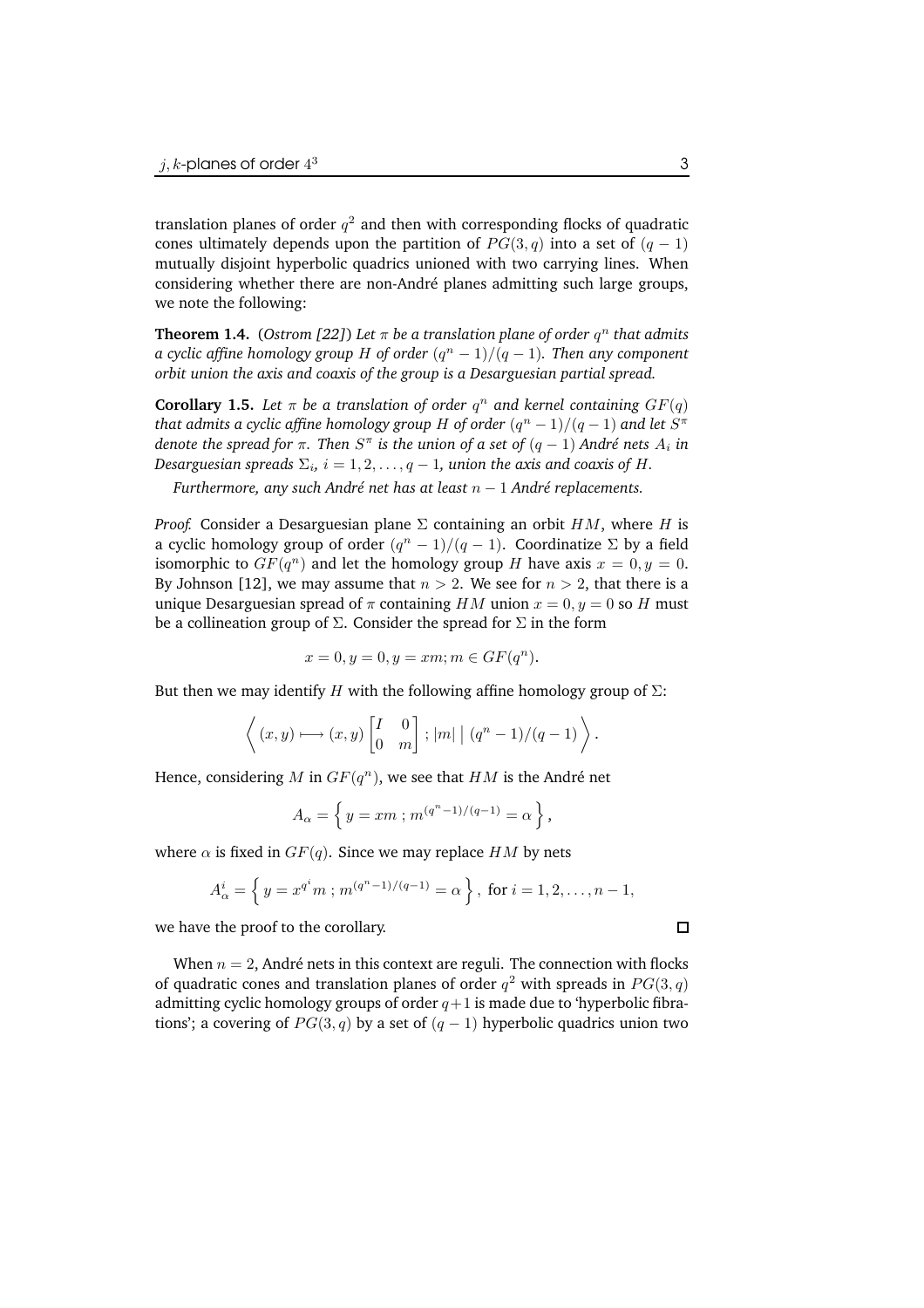translation planes of order $q^2$ and then with corresponding flocks of quadratic cones ultimately depends upon the partition of $PG(3,q)$ into a set of $(q-1)$ mutually disjoint hyperbolic quadrics unioned with two carrying lines. When considering whether there are non-André planes admitting such large groups, we note the following:

**Theorem 1.4.** (*Ostrom [22]*) *Let $\pi$ be a translation plane of order $q^n$ that admits a cyclic affine homology group $H$ of order $(q^n-1)/(q-1)$. Then any component orbit union the axis and coaxis of the group is a Desarguesian partial spread.*

**Corollary 1.5.** *Let $\pi$ be a translation of order $q^n$ and kernel containing $GF(q)$ that admits a cyclic affine homology group $H$ of order $(q^n-1)/(q-1)$ and let $S^\pi$ denote the spread for $\pi$. Then $S^\pi$ is the union of a set of $(q-1)$ André nets $A_i$ in Desarguesian spreads $\Sigma_i$, $i=1,2,\ldots,q-1$, union the axis and coaxis of $H$.*

*Furthermore, any such André net has at least $n-1$ André replacements.*

*Proof.* Consider a Desarguesian plane $\Sigma$ containing an orbit $HM$, where $H$ is a cyclic homology group of order $(q^n-1)/(q-1)$. Coordinatize $\Sigma$ by a field isomorphic to $GF(q^n)$ and let the homology group $H$ have axis $x=0, y=0$. By Johnson [12], we may assume that $n>2$. We see for $n>2$, that there is a unique Desarguesian spread of $\pi$ containing $HM$ union $x=0, y=0$ so $H$ must be a collineation group of $\Sigma$. Consider the spread for $\Sigma$ in the form

$$x=0, y=0, y=xm; m \in GF(q^n).$$

But then we may identify $H$ with the following affine homology group of $\Sigma$:

$$\left\langle (x,y) \longmapsto (x,y)\begin{bmatrix} I & 0 \\ 0 & m \end{bmatrix} ; |m| \;\Big|\; (q^n-1)/(q-1) \right\rangle .$$

Hence, considering $M$ in $GF(q^n)$, we see that $HM$ is the André net

$$A_\alpha = \left\{ y = xm \,;\, m^{(q^n-1)/(q-1)} = \alpha \right\},$$

where $\alpha$ is fixed in $GF(q)$. Since we may replace $HM$ by nets

$$A_\alpha^i = \left\{ y = x^{q^i}m \,;\, m^{(q^n-1)/(q-1)} = \alpha \right\}, \text{ for } i=1,2,\ldots,n-1,$$

we have the proof to the corollary. $\square$

When $n=2$, André nets in this context are reguli. The connection with flocks of quadratic cones and translation planes of order $q^2$ with spreads in $PG(3,q)$ admitting cyclic homology groups of order $q+1$ is made due to 'hyperbolic fibrations'; a covering of $PG(3,q)$ by a set of $(q-1)$ hyperbolic quadrics union two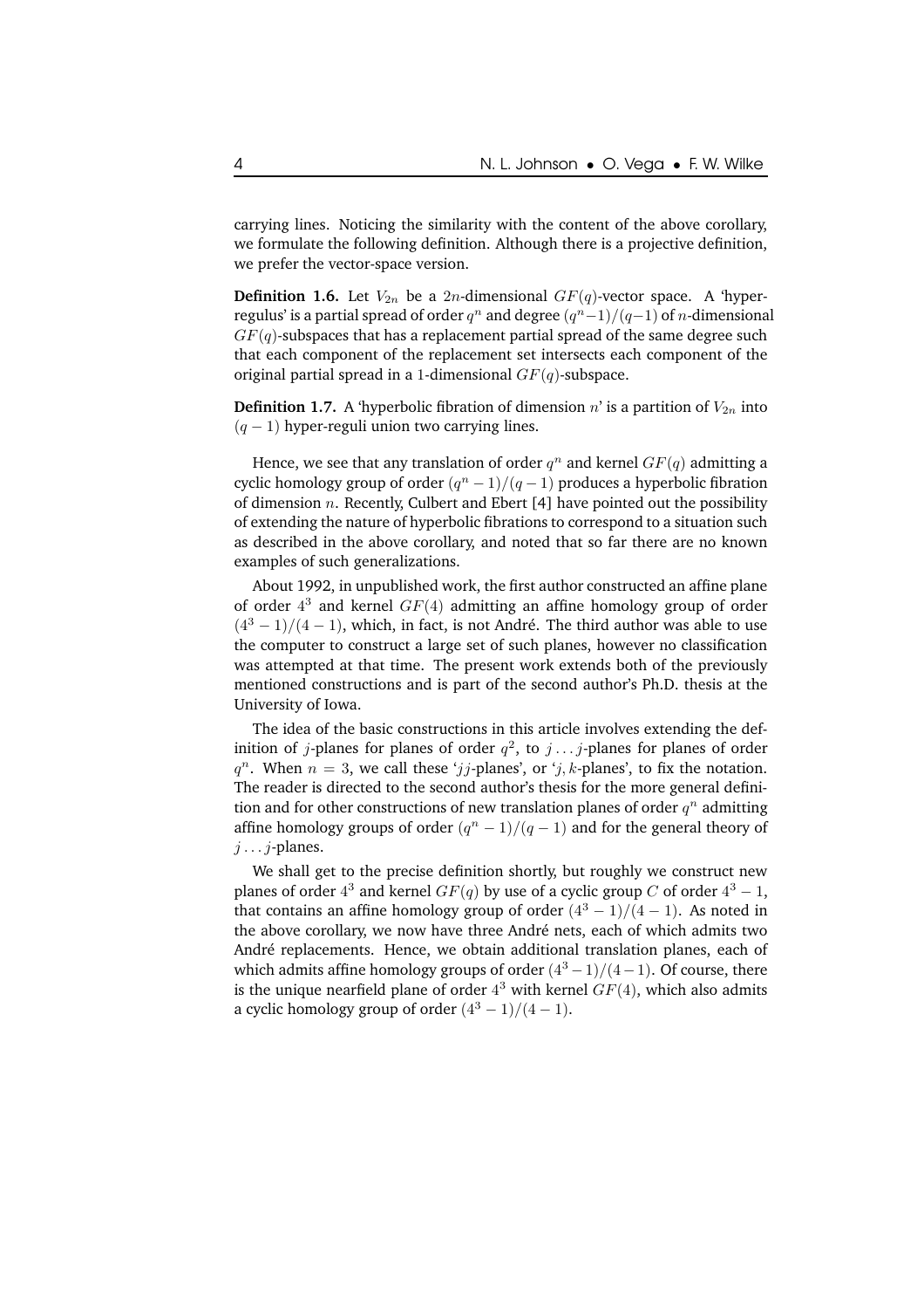carrying lines. Noticing the similarity with the content of the above corollary, we formulate the following definition. Although there is a projective definition, we prefer the vector-space version.

**Definition 1.6.** Let $V_{2n}$ be a $2n$-dimensional $GF(q)$-vector space. A 'hyper-regulus' is a partial spread of order $q^n$ and degree $(q^n-1)/(q-1)$ of $n$-dimensional $GF(q)$-subspaces that has a replacement partial spread of the same degree such that each component of the replacement set intersects each component of the original partial spread in a 1-dimensional $GF(q)$-subspace.

**Definition 1.7.** A 'hyperbolic fibration of dimension $n$' is a partition of $V_{2n}$ into $(q-1)$ hyper-reguli union two carrying lines.

Hence, we see that any translation of order $q^n$ and kernel $GF(q)$ admitting a cyclic homology group of order $(q^n-1)/(q-1)$ produces a hyperbolic fibration of dimension $n$. Recently, Culbert and Ebert [4] have pointed out the possibility of extending the nature of hyperbolic fibrations to correspond to a situation such as described in the above corollary, and noted that so far there are no known examples of such generalizations.

About 1992, in unpublished work, the first author constructed an affine plane of order $4^3$ and kernel $GF(4)$ admitting an affine homology group of order $(4^3-1)/(4-1)$, which, in fact, is not André. The third author was able to use the computer to construct a large set of such planes, however no classification was attempted at that time. The present work extends both of the previously mentioned constructions and is part of the second author's Ph.D. thesis at the University of Iowa.

The idea of the basic constructions in this article involves extending the definition of $j$-planes for planes of order $q^2$, to $j\dots j$-planes for planes of order $q^n$. When $n=3$, we call these '$jj$-planes', or '$j,k$-planes', to fix the notation. The reader is directed to the second author's thesis for the more general definition and for other constructions of new translation planes of order $q^n$ admitting affine homology groups of order $(q^n-1)/(q-1)$ and for the general theory of $j\dots j$-planes.

We shall get to the precise definition shortly, but roughly we construct new planes of order $4^3$ and kernel $GF(q)$ by use of a cyclic group $C$ of order $4^3-1$, that contains an affine homology group of order $(4^3-1)/(4-1)$. As noted in the above corollary, we now have three André nets, each of which admits two André replacements. Hence, we obtain additional translation planes, each of which admits affine homology groups of order $(4^3-1)/(4-1)$. Of course, there is the unique nearfield plane of order $4^3$ with kernel $GF(4)$, which also admits a cyclic homology group of order $(4^3-1)/(4-1)$.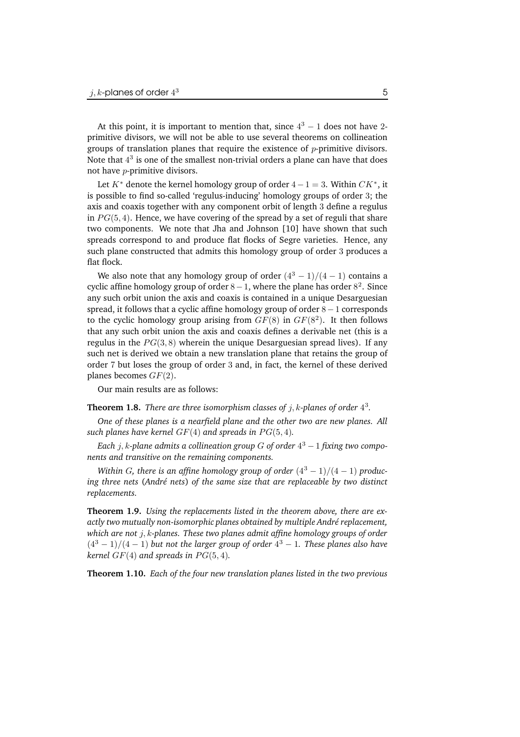At this point, it is important to mention that, since $4^3 - 1$ does not have 2-primitive divisors, we will not be able to use several theorems on collineation groups of translation planes that require the existence of $p$-primitive divisors. Note that $4^3$ is one of the smallest non-trivial orders a plane can have that does not have $p$-primitive divisors.

Let $K^*$ denote the kernel homology group of order $4 - 1 = 3$. Within $CK^*$, it is possible to find so-called 'regulus-inducing' homology groups of order 3; the axis and coaxis together with any component orbit of length 3 define a regulus in $PG(5, 4)$. Hence, we have covering of the spread by a set of reguli that share two components. We note that Jha and Johnson [10] have shown that such spreads correspond to and produce flat flocks of Segre varieties. Hence, any such plane constructed that admits this homology group of order 3 produces a flat flock.

We also note that any homology group of order $(4^3 - 1)/(4 - 1)$ contains a cyclic affine homology group of order $8 - 1$, where the plane has order $8^2$. Since any such orbit union the axis and coaxis is contained in a unique Desarguesian spread, it follows that a cyclic affine homology group of order $8 - 1$ corresponds to the cyclic homology group arising from $GF(8)$ in $GF(8^2)$. It then follows that any such orbit union the axis and coaxis defines a derivable net (this is a regulus in the $PG(3, 8)$ wherein the unique Desarguesian spread lives). If any such net is derived we obtain a new translation plane that retains the group of order 7 but loses the group of order 3 and, in fact, the kernel of these derived planes becomes $GF(2)$.

Our main results are as follows:

**Theorem 1.8.** *There are three isomorphism classes of $j, k$-planes of order $4^3$.*

*One of these planes is a nearfield plane and the other two are new planes. All such planes have kernel $GF(4)$ and spreads in $PG(5, 4)$.*

*Each $j, k$-plane admits a collineation group $G$ of order $4^3 - 1$ fixing two components and transitive on the remaining components.*

*Within $G$, there is an affine homology group of order $(4^3 - 1)/(4 - 1)$ producing three nets (André nets) of the same size that are replaceable by two distinct replacements.*

**Theorem 1.9.** *Using the replacements listed in the theorem above, there are exactly two mutually non-isomorphic planes obtained by multiple André replacement, which are not $j, k$-planes. These two planes admit affine homology groups of order $(4^3 - 1)/(4 - 1)$ but not the larger group of order $4^3 - 1$. These planes also have kernel $GF(4)$ and spreads in $PG(5, 4)$.*

**Theorem 1.10.** *Each of the four new translation planes listed in the two previous*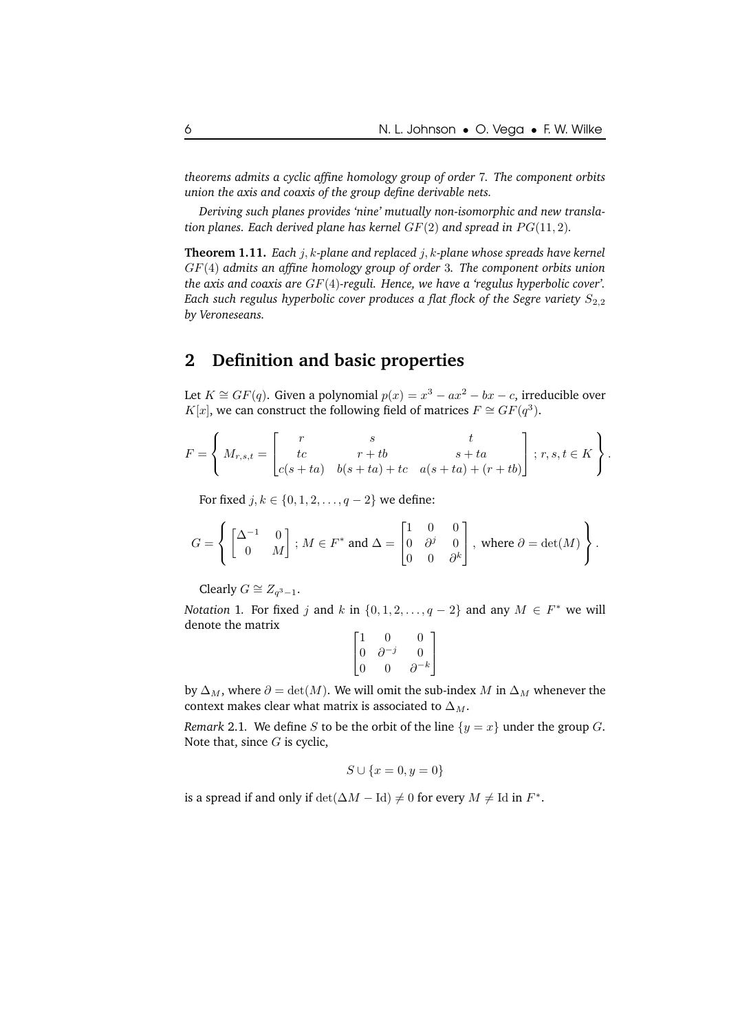*theorems admits a cyclic affine homology group of order 7. The component orbits union the axis and coaxis of the group define derivable nets.*

*Deriving such planes provides 'nine' mutually non-isomorphic and new translation planes. Each derived plane has kernel $GF(2)$ and spread in $PG(11, 2)$.*

**Theorem 1.11.** *Each $j, k$-plane and replaced $j, k$-plane whose spreads have kernel $GF(4)$ admits an affine homology group of order 3. The component orbits union the axis and coaxis are $GF(4)$-reguli. Hence, we have a 'regulus hyperbolic cover'. Each such regulus hyperbolic cover produces a flat flock of the Segre variety $S_{2,2}$ by Veroneseans.*

## 2 Definition and basic properties

Let $K \cong GF(q)$. Given a polynomial $p(x) = x^3 - ax^2 - bx - c$, irreducible over $K[x]$, we can construct the following field of matrices $F \cong GF(q^3)$.

$$F = \left\{ M_{r,s,t} = \begin{bmatrix} r & s & t \\ tc & r + tb & s + ta \\ c(s + ta) & b(s + ta) + tc & a(s + ta) + (r + tb) \end{bmatrix} ; r, s, t \in K \right\}.$$

For fixed $j, k \in \{0, 1, 2, \dots, q-2\}$ we define:

$$G = \left\{ \begin{bmatrix} \Delta^{-1} & 0 \\ 0 & M \end{bmatrix} ; M \in F^* \text{ and } \Delta = \begin{bmatrix} 1 & 0 & 0 \\ 0 & \partial^j & 0 \\ 0 & 0 & \partial^k \end{bmatrix}, \text{ where } \partial = \det(M) \right\}.$$

Clearly $G \cong Z_{q^3-1}$.

*Notation* 1. For fixed $j$ and $k$ in $\{0, 1, 2, \dots, q-2\}$ and any $M \in F^*$ we will denote the matrix

$$\begin{bmatrix} 1 & 0 & 0 \\ 0 & \partial^{-j} & 0 \\ 0 & 0 & \partial^{-k} \end{bmatrix}$$

by $\Delta_M$, where $\partial = \det(M)$. We will omit the sub-index $M$ in $\Delta_M$ whenever the context makes clear what matrix is associated to $\Delta_M$.

*Remark* 2.1. We define $S$ to be the orbit of the line $\{y = x\}$ under the group $G$. Note that, since $G$ is cyclic,

$$S \cup \{x = 0, y = 0\}$$

is a spread if and only if $\det(\Delta M - \mathrm{Id}) \neq 0$ for every $M \neq \mathrm{Id}$ in $F^*$.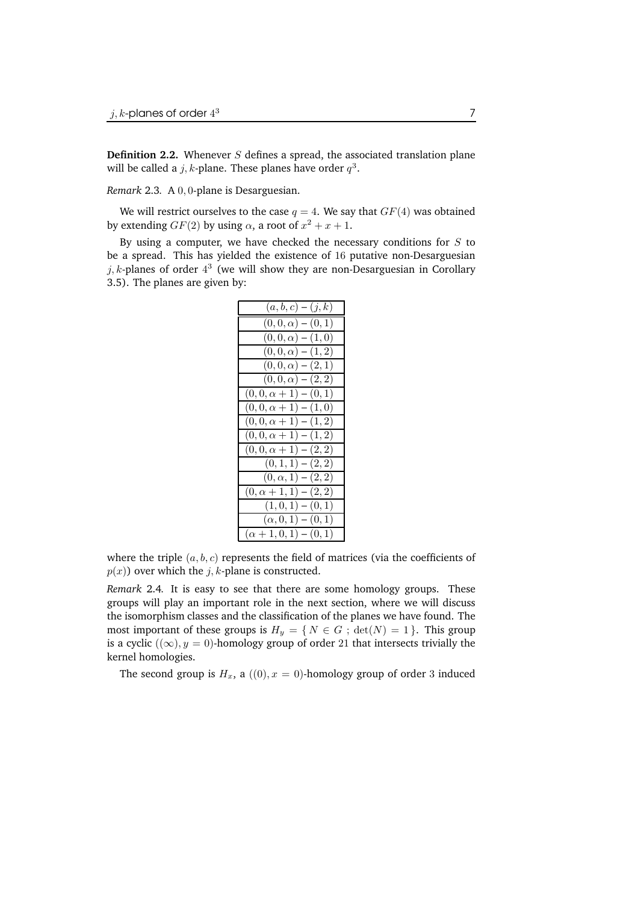**Definition 2.2.** Whenever $S$ defines a spread, the associated translation plane will be called a $j, k$-plane. These planes have order $q^3$.

*Remark* 2.3. A $0, 0$-plane is Desarguesian.

We will restrict ourselves to the case $q = 4$. We say that $GF(4)$ was obtained by extending $GF(2)$ by using $\alpha$, a root of $x^2 + x + 1$.

By using a computer, we have checked the necessary conditions for $S$ to be a spread. This has yielded the existence of 16 putative non-Desarguesian $j, k$-planes of order $4^3$ (we will show they are non-Desarguesian in Corollary 3.5). The planes are given by:

| $(a, b, c) - (j, k)$ |
|---|
| $(0, 0, \alpha) - (0, 1)$ |
| $(0, 0, \alpha) - (1, 0)$ |
| $(0, 0, \alpha) - (1, 2)$ |
| $(0, 0, \alpha) - (2, 1)$ |
| $(0, 0, \alpha) - (2, 2)$ |
| $(0, 0, \alpha + 1) - (0, 1)$ |
| $(0, 0, \alpha + 1) - (1, 0)$ |
| $(0, 0, \alpha + 1) - (1, 2)$ |
| $(0, 0, \alpha + 1) - (1, 2)$ |
| $(0, 0, \alpha + 1) - (2, 2)$ |
| $(0, 1, 1) - (2, 2)$ |
| $(0, \alpha, 1) - (2, 2)$ |
| $(0, \alpha + 1, 1) - (2, 2)$ |
| $(1, 0, 1) - (0, 1)$ |
| $(\alpha, 0, 1) - (0, 1)$ |
| $(\alpha + 1, 0, 1) - (0, 1)$ |

where the triple $(a, b, c)$ represents the field of matrices (via the coefficients of $p(x)$) over which the $j, k$-plane is constructed.

*Remark* 2.4. It is easy to see that there are some homology groups. These groups will play an important role in the next section, where we will discuss the isomorphism classes and the classification of the planes we have found. The most important of these groups is $H_y = \{ N \in G \; ; \; \det(N) = 1 \}$. This group is a cyclic $((\infty), y = 0)$-homology group of order 21 that intersects trivially the kernel homologies.

The second group is $H_x$, a $((0), x = 0)$-homology group of order 3 induced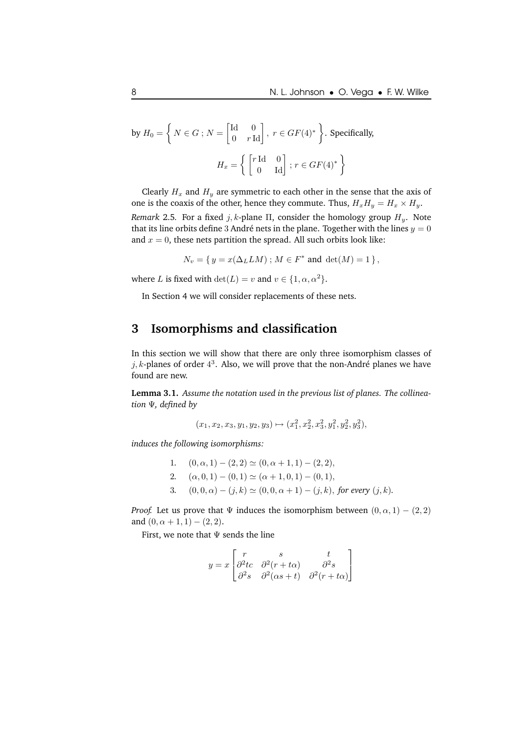by $H_0 = \left\{ N \in G \,;\, N = \begin{bmatrix} \mathrm{Id} & 0 \\ 0 & r\,\mathrm{Id} \end{bmatrix},\ r \in GF(4)^* \right\}$. Specifically,

$$H_x = \left\{ \begin{bmatrix} r\,\mathrm{Id} & 0 \\ 0 & \mathrm{Id} \end{bmatrix} ;\, r \in GF(4)^* \right\}$$

Clearly $H_x$ and $H_y$ are symmetric to each other in the sense that the axis of one is the coaxis of the other, hence they commute. Thus, $H_x H_y = H_x \times H_y$.

*Remark* 2.5. For a fixed $j,k$-plane $\Pi$, consider the homology group $H_y$. Note that its line orbits define 3 André nets in the plane. Together with the lines $y = 0$ and $x = 0$, these nets partition the spread. All such orbits look like:

$$N_v = \{\, y = x(\Delta_L LM) \,;\, M \in F^* \text{ and } \det(M) = 1 \,\},$$

where $L$ is fixed with $\det(L) = v$ and $v \in \{1, \alpha, \alpha^2\}$.

In Section 4 we will consider replacements of these nets.

# 3 Isomorphisms and classification

In this section we will show that there are only three isomorphism classes of $j,k$-planes of order $4^3$. Also, we will prove that the non-André planes we have found are new.

**Lemma 3.1.** *Assume the notation used in the previous list of planes. The collineation $\Psi$, defined by*

$$(x_1, x_2, x_3, y_1, y_2, y_3) \mapsto (x_1^2, x_2^2, x_3^2, y_1^2, y_2^2, y_3^2),$$

*induces the following isomorphisms:*

1. $(0, \alpha, 1) - (2, 2) \simeq (0, \alpha + 1, 1) - (2, 2)$,
2. $(\alpha, 0, 1) - (0, 1) \simeq (\alpha + 1, 0, 1) - (0, 1)$,
3. $(0, 0, \alpha) - (j, k) \simeq (0, 0, \alpha + 1) - (j, k)$, *for every $(j,k)$.*

*Proof.* Let us prove that $\Psi$ induces the isomorphism between $(0, \alpha, 1) - (2, 2)$ and $(0, \alpha + 1, 1) - (2, 2)$.

First, we note that $\Psi$ sends the line

$$y = x \begin{bmatrix} r & s & t \\ \partial^2 tc & \partial^2 (r + t\alpha) & \partial^2 s \\ \partial^2 s & \partial^2 (\alpha s + t) & \partial^2 (r + t\alpha) \end{bmatrix}$$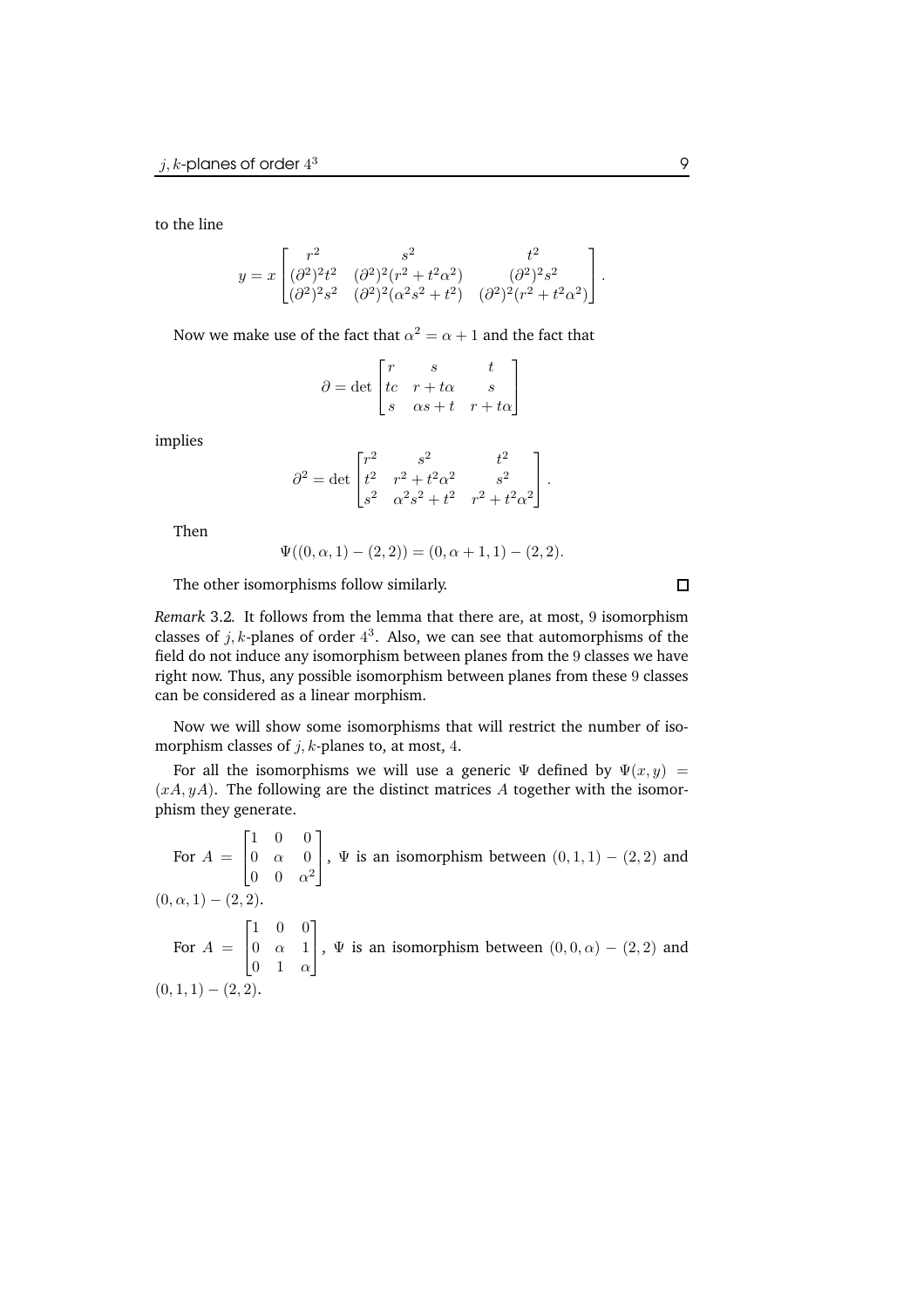to the line

$$y = x \begin{bmatrix} r^2 & s^2 & t^2 \\ (\partial^2)^2 t^2 & (\partial^2)^2 (r^2 + t^2\alpha^2) & (\partial^2)^2 s^2 \\ (\partial^2)^2 s^2 & (\partial^2)^2 (\alpha^2 s^2 + t^2) & (\partial^2)^2 (r^2 + t^2\alpha^2) \end{bmatrix}.$$

Now we make use of the fact that $\alpha^2 = \alpha + 1$ and the fact that

$$\partial = \det \begin{bmatrix} r & s & t \\ tc & r + t\alpha & s \\ s & \alpha s + t & r + t\alpha \end{bmatrix}$$

implies

$$\partial^2 = \det \begin{bmatrix} r^2 & s^2 & t^2 \\ t^2 & r^2 + t^2\alpha^2 & s^2 \\ s^2 & \alpha^2 s^2 + t^2 & r^2 + t^2\alpha^2 \end{bmatrix}.$$

Then

$$\Psi((0, \alpha, 1) - (2, 2)) = (0, \alpha + 1, 1) - (2, 2).$$

The other isomorphisms follow similarly. □

*Remark* 3.2*.* It follows from the lemma that there are, at most, 9 isomorphism classes of $j, k$-planes of order $4^3$. Also, we can see that automorphisms of the field do not induce any isomorphism between planes from the 9 classes we have right now. Thus, any possible isomorphism between planes from these 9 classes can be considered as a linear morphism.

Now we will show some isomorphisms that will restrict the number of isomorphism classes of $j, k$-planes to, at most, 4.

For all the isomorphisms we will use a generic $\Psi$ defined by $\Psi(x, y) = (xA, yA)$. The following are the distinct matrices $A$ together with the isomorphism they generate.

For $A = \begin{bmatrix} 1 & 0 & 0 \\ 0 & \alpha & 0 \\ 0 & 0 & \alpha^2 \end{bmatrix}$, $\Psi$ is an isomorphism between $(0, 1, 1) - (2, 2)$ and $(0, \alpha, 1) - (2, 2)$.

For $A = \begin{bmatrix} 1 & 0 & 0 \\ 0 & \alpha & 1 \\ 0 & 1 & \alpha \end{bmatrix}$, $\Psi$ is an isomorphism between $(0, 0, \alpha) - (2, 2)$ and $(0, 1, 1) - (2, 2)$.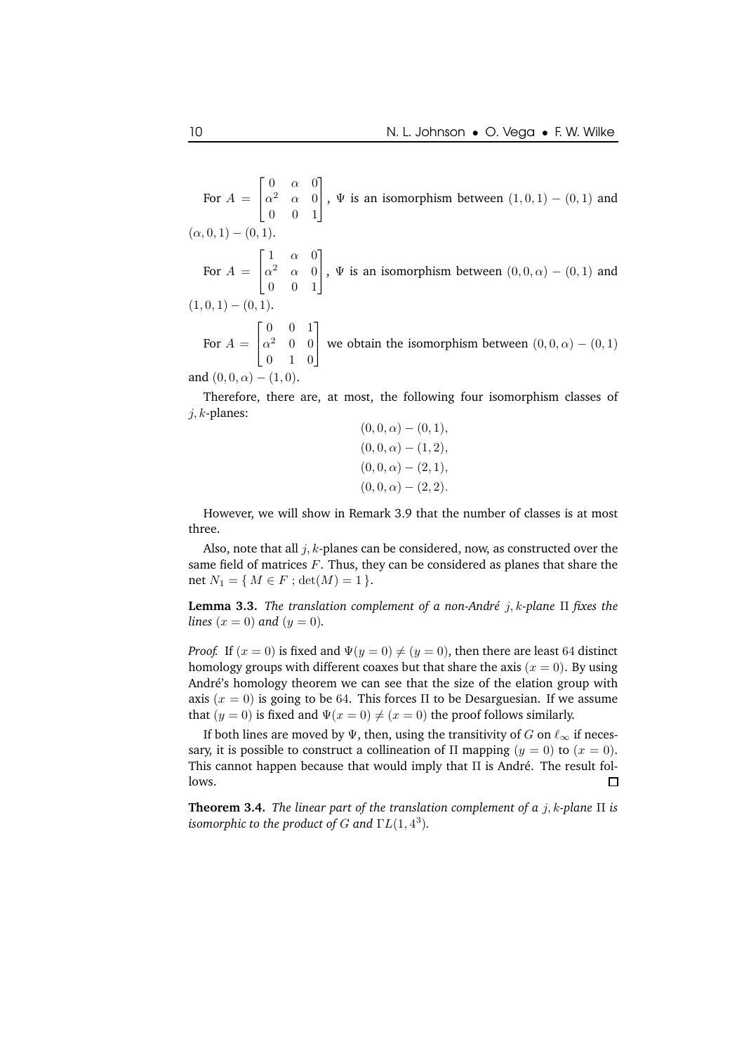For $A = \begin{bmatrix} 0 & \alpha & 0 \\ \alpha^2 & \alpha & 0 \\ 0 & 0 & 1 \end{bmatrix}$, $\Psi$ is an isomorphism between $(1,0,1)-(0,1)$ and $(\alpha,0,1)-(0,1)$.

For $A = \begin{bmatrix} 1 & \alpha & 0 \\ \alpha^2 & \alpha & 0 \\ 0 & 0 & 1 \end{bmatrix}$, $\Psi$ is an isomorphism between $(0,0,\alpha)-(0,1)$ and $(1,0,1)-(0,1)$.

For $A = \begin{bmatrix} 0 & 0 & 1 \\ \alpha^2 & 0 & 0 \\ 0 & 1 & 0 \end{bmatrix}$ we obtain the isomorphism between $(0,0,\alpha)-(0,1)$ and $(0,0,\alpha)-(1,0)$.

Therefore, there are, at most, the following four isomorphism classes of $j,k$-planes:

$$
\begin{aligned}
&(0,0,\alpha)-(0,1),\\
&(0,0,\alpha)-(1,2),\\
&(0,0,\alpha)-(2,1),\\
&(0,0,\alpha)-(2,2).
\end{aligned}
$$

However, we will show in Remark 3.9 that the number of classes is at most three.

Also, note that all $j,k$-planes can be considered, now, as constructed over the same field of matrices $F$. Thus, they can be considered as planes that share the net $N_1 = \{ M \in F \,;\, \det(M) = 1 \}$.

**Lemma 3.3.** *The translation complement of a non-André $j,k$-plane $\Pi$ fixes the lines $(x=0)$ and $(y=0)$.*

*Proof.* If $(x=0)$ is fixed and $\Psi(y=0) \neq (y=0)$, then there are least $64$ distinct homology groups with different coaxes but that share the axis $(x=0)$. By using André's homology theorem we can see that the size of the elation group with axis $(x=0)$ is going to be $64$. This forces $\Pi$ to be Desarguesian. If we assume that $(y=0)$ is fixed and $\Psi(x=0) \neq (x=0)$ the proof follows similarly.

If both lines are moved by $\Psi$, then, using the transitivity of $G$ on $\ell_\infty$ if necessary, it is possible to construct a collineation of $\Pi$ mapping $(y=0)$ to $(x=0)$. This cannot happen because that would imply that $\Pi$ is André. The result follows. $\square$

**Theorem 3.4.** *The linear part of the translation complement of a $j,k$-plane $\Pi$ is isomorphic to the product of $G$ and $\Gamma L(1,4^3)$.*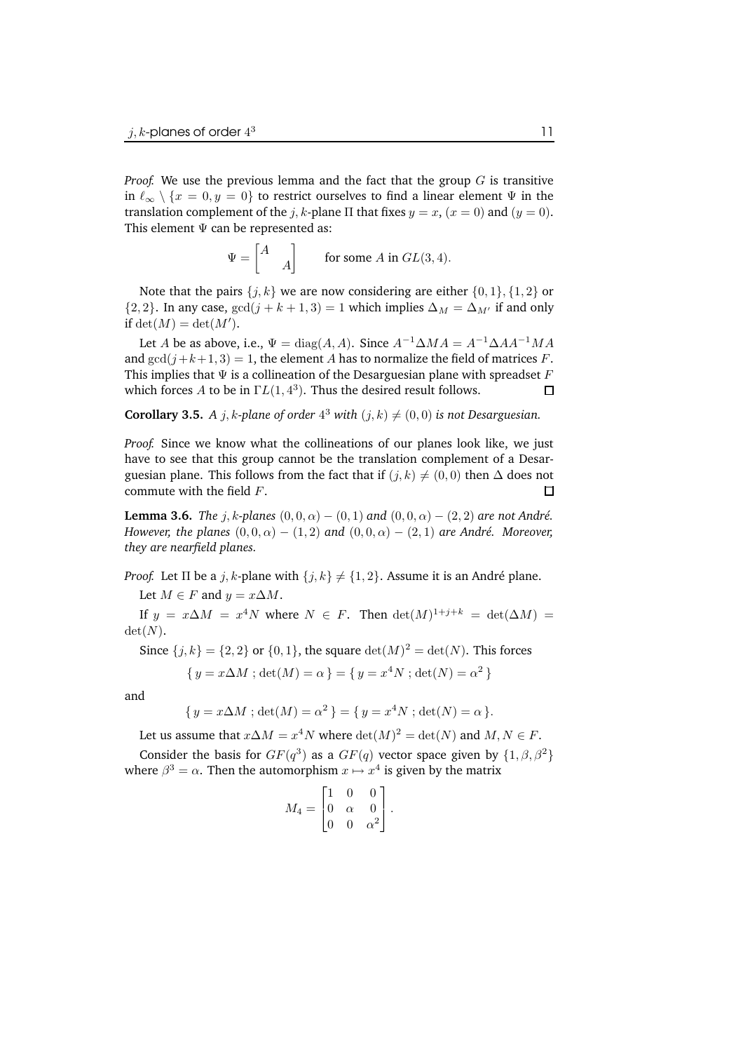*Proof.* We use the previous lemma and the fact that the group $G$ is transitive in $\ell_\infty \setminus \{x = 0, y = 0\}$ to restrict ourselves to find a linear element $\Psi$ in the translation complement of the $j,k$-plane $\Pi$ that fixes $y = x$, $(x = 0)$ and $(y = 0)$. This element $\Psi$ can be represented as:

$$\Psi = \begin{bmatrix} A & \\ & A \end{bmatrix} \qquad \text{for some } A \text{ in } GL(3,4).$$

Note that the pairs $\{j,k\}$ we are now considering are either $\{0,1\}, \{1,2\}$ or $\{2,2\}$. In any case, $\gcd(j+k+1,3) = 1$ which implies $\Delta_M = \Delta_{M'}$ if and only if $\det(M) = \det(M')$.

Let $A$ be as above, i.e., $\Psi = \mathrm{diag}(A,A)$. Since $A^{-1}\Delta MA = A^{-1}\Delta AA^{-1}MA$ and $\gcd(j+k+1,3) = 1$, the element $A$ has to normalize the field of matrices $F$. This implies that $\Psi$ is a collineation of the Desarguesian plane with spreadset $F$ which forces $A$ to be in $\Gamma L(1,4^3)$. Thus the desired result follows. □

**Corollary 3.5.** *A $j,k$-plane of order $4^3$ with $(j,k) \neq (0,0)$ is not Desarguesian.*

*Proof.* Since we know what the collineations of our planes look like, we just have to see that this group cannot be the translation complement of a Desarguesian plane. This follows from the fact that if $(j,k) \neq (0,0)$ then $\Delta$ does not commute with the field $F$. □

**Lemma 3.6.** *The $j,k$-planes $(0,0,\alpha)-(0,1)$ and $(0,0,\alpha)-(2,2)$ are not André. However, the planes $(0,0,\alpha)-(1,2)$ and $(0,0,\alpha)-(2,1)$ are André. Moreover, they are nearfield planes.*

*Proof.* Let $\Pi$ be a $j,k$-plane with $\{j,k\} \neq \{1,2\}$. Assume it is an André plane.

Let $M \in F$ and $y = x\Delta M$.

If $y = x\Delta M = x^4 N$ where $N \in F$. Then $\det(M)^{1+j+k} = \det(\Delta M) = \det(N)$.

Since $\{j,k\} = \{2,2\}$ or $\{0,1\}$, the square $\det(M)^2 = \det(N)$. This forces

$$\{\, y = x\Delta M \,;\, \det(M) = \alpha \,\} = \{\, y = x^4 N \,;\, \det(N) = \alpha^2 \,\}$$

and

$$\{\, y = x\Delta M \,;\, \det(M) = \alpha^2 \,\} = \{\, y = x^4 N \,;\, \det(N) = \alpha \,\}.$$

Let us assume that $x\Delta M = x^4 N$ where $\det(M)^2 = \det(N)$ and $M, N \in F$.

Consider the basis for $GF(q^3)$ as a $GF(q)$ vector space given by $\{1, \beta, \beta^2\}$ where $\beta^3 = \alpha$. Then the automorphism $x \mapsto x^4$ is given by the matrix

$$M_4 = \begin{bmatrix} 1 & 0 & 0 \\ 0 & \alpha & 0 \\ 0 & 0 & \alpha^2 \end{bmatrix}.$$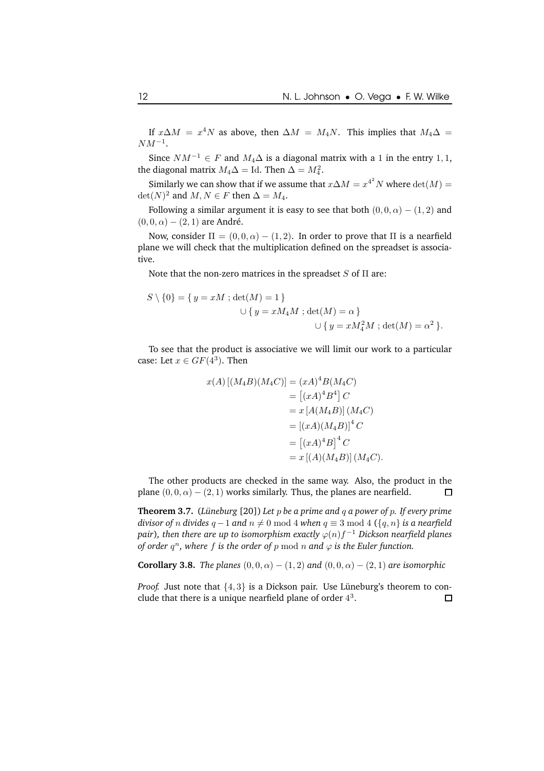If $x\Delta M = x^4 N$ as above, then $\Delta M = M_4 N$. This implies that $M_4\Delta = NM^{-1}$.

Since $NM^{-1} \in F$ and $M_4\Delta$ is a diagonal matrix with a 1 in the entry $1, 1$, the diagonal matrix $M_4\Delta = \mathrm{Id}$. Then $\Delta = M_4^2$.

Similarly we can show that if we assume that $x\Delta M = x^{4^2} N$ where $\det(M) = \det(N)^2$ and $M, N \in F$ then $\Delta = M_4$.

Following a similar argument it is easy to see that both $(0, 0, \alpha) - (1, 2)$ and $(0, 0, \alpha) - (2, 1)$ are André.

Now, consider $\Pi = (0, 0, \alpha) - (1, 2)$. In order to prove that $\Pi$ is a nearfield plane we will check that the multiplication defined on the spreadset is associative.

Note that the non-zero matrices in the spreadset $S$ of $\Pi$ are:

$$S \setminus \{0\} = \{\, y = xM \; ; \det(M) = 1 \,\} \\ \cup \{\, y = xM_4 M \; ; \det(M) = \alpha \,\} \\ \cup \{\, y = xM_4^2 M \; ; \det(M) = \alpha^2 \,\}.$$

To see that the product is associative we will limit our work to a particular case: Let $x \in GF(4^3)$. Then

$$\begin{aligned} x(A)\left[(M_4B)(M_4C)\right] &= (xA)^4 B(M_4C) \\ &= \left[(xA)^4 B^4\right] C \\ &= x\left[A(M_4B)\right](M_4C) \\ &= \left[(xA)(M_4B)\right]^4 C \\ &= \left[(xA)^4 B\right]^4 C \\ &= x\left[(A)(M_4B)\right](M_4C). \end{aligned}$$

The other products are checked in the same way. Also, the product in the plane $(0, 0, \alpha) - (2, 1)$ works similarly. Thus, the planes are nearfield. □

**Theorem 3.7.** (*Lüneburg* [20]) *Let $p$ be a prime and $q$ a power of $p$. If every prime divisor of $n$ divides $q-1$ and $n \neq 0 \bmod 4$ when $q \equiv 3 \bmod 4$ ($\{q, n\}$ is a nearfield pair), then there are up to isomorphism exactly $\varphi(n)f^{-1}$ Dickson nearfield planes of order $q^n$, where $f$ is the order of $p \bmod n$ and $\varphi$ is the Euler function.*

**Corollary 3.8.** *The planes $(0, 0, \alpha) - (1, 2)$ and $(0, 0, \alpha) - (2, 1)$ are isomorphic*

*Proof.* Just note that $\{4, 3\}$ is a Dickson pair. Use Lüneburg's theorem to conclude that there is a unique nearfield plane of order $4^3$. □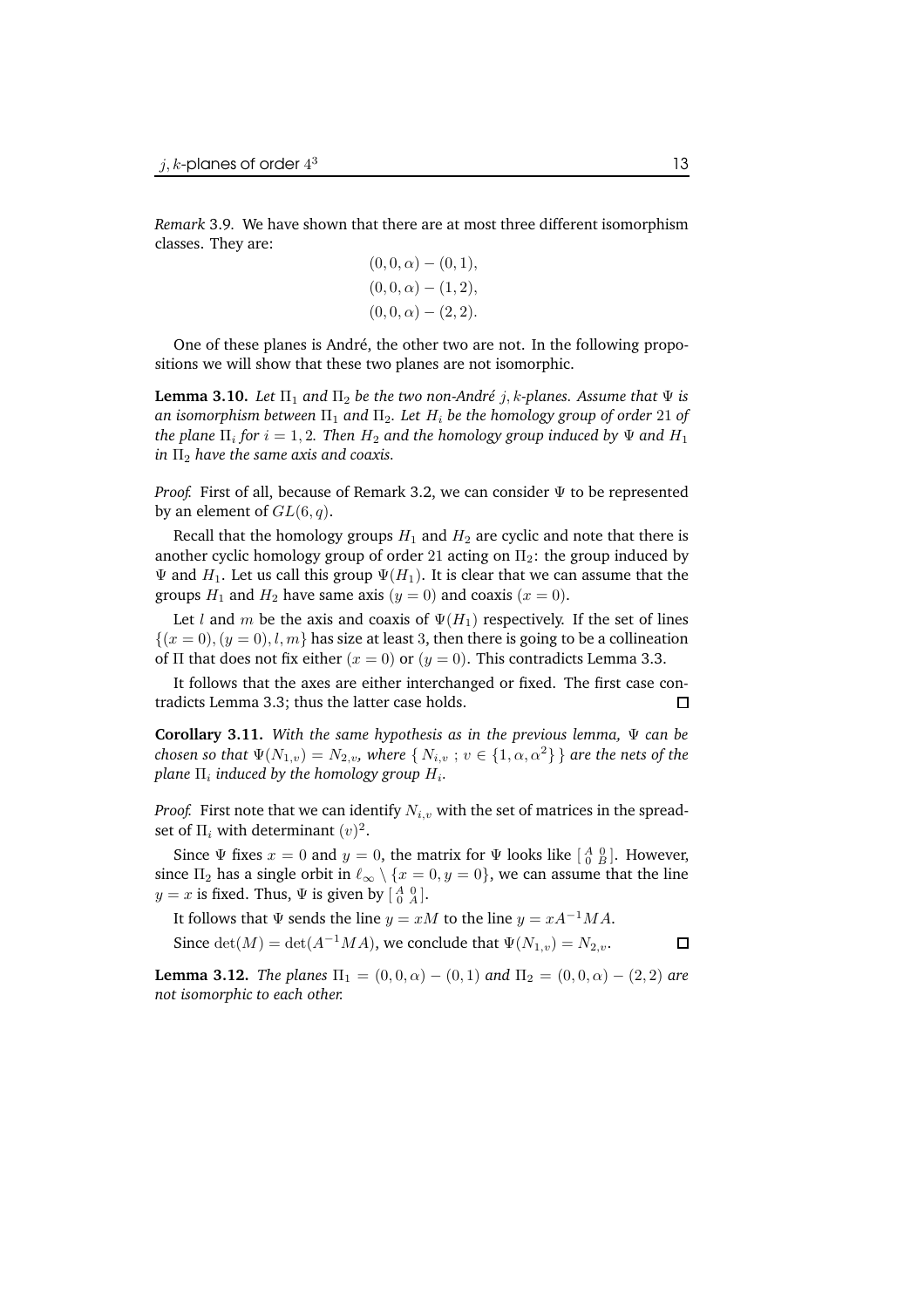*Remark* 3.9. We have shown that there are at most three different isomorphism classes. They are:

$$(0,0,\alpha) - (0,1),$$
$$(0,0,\alpha) - (1,2),$$
$$(0,0,\alpha) - (2,2).$$

One of these planes is André, the other two are not. In the following propositions we will show that these two planes are not isomorphic.

**Lemma 3.10.** *Let $\Pi_1$ and $\Pi_2$ be the two non-André $j,k$-planes. Assume that $\Psi$ is an isomorphism between $\Pi_1$ and $\Pi_2$. Let $H_i$ be the homology group of order $21$ of the plane $\Pi_i$ for $i = 1,2$. Then $H_2$ and the homology group induced by $\Psi$ and $H_1$ in $\Pi_2$ have the same axis and coaxis.*

*Proof.* First of all, because of Remark 3.2, we can consider $\Psi$ to be represented by an element of $GL(6,q)$.

Recall that the homology groups $H_1$ and $H_2$ are cyclic and note that there is another cyclic homology group of order 21 acting on $\Pi_2$: the group induced by $\Psi$ and $H_1$. Let us call this group $\Psi(H_1)$. It is clear that we can assume that the groups $H_1$ and $H_2$ have same axis $(y = 0)$ and coaxis $(x = 0)$.

Let $l$ and $m$ be the axis and coaxis of $\Psi(H_1)$ respectively. If the set of lines $\{(x = 0), (y = 0), l, m\}$ has size at least 3, then there is going to be a collineation of $\Pi$ that does not fix either $(x = 0)$ or $(y = 0)$. This contradicts Lemma 3.3.

It follows that the axes are either interchanged or fixed. The first case contradicts Lemma 3.3; thus the latter case holds. ◻

**Corollary 3.11.** *With the same hypothesis as in the previous lemma, $\Psi$ can be chosen so that $\Psi(N_{1,v}) = N_{2,v}$, where $\{\, N_{i,v}\ ;\ v \in \{1, \alpha, \alpha^2\}\,\}$ are the nets of the plane $\Pi_i$ induced by the homology group $H_i$.*

*Proof.* First note that we can identify $N_{i,v}$ with the set of matrices in the spread-set of $\Pi_i$ with determinant $(v)^2$.

Since $\Psi$ fixes $x = 0$ and $y = 0$, the matrix for $\Psi$ looks like $\left[\begin{smallmatrix} A & 0 \\ 0 & B \end{smallmatrix}\right]$. However, since $\Pi_2$ has a single orbit in $\ell_\infty \setminus \{x = 0, y = 0\}$, we can assume that the line $y = x$ is fixed. Thus, $\Psi$ is given by $\left[\begin{smallmatrix} A & 0 \\ 0 & A \end{smallmatrix}\right]$.

It follows that $\Psi$ sends the line $y = xM$ to the line $y = xA^{-1}MA$.

Since $\det(M) = \det(A^{-1}MA)$, we conclude that $\Psi(N_{1,v}) = N_{2,v}$. ◻

**Lemma 3.12.** *The planes $\Pi_1 = (0,0,\alpha) - (0,1)$ and $\Pi_2 = (0,0,\alpha) - (2,2)$ are not isomorphic to each other.*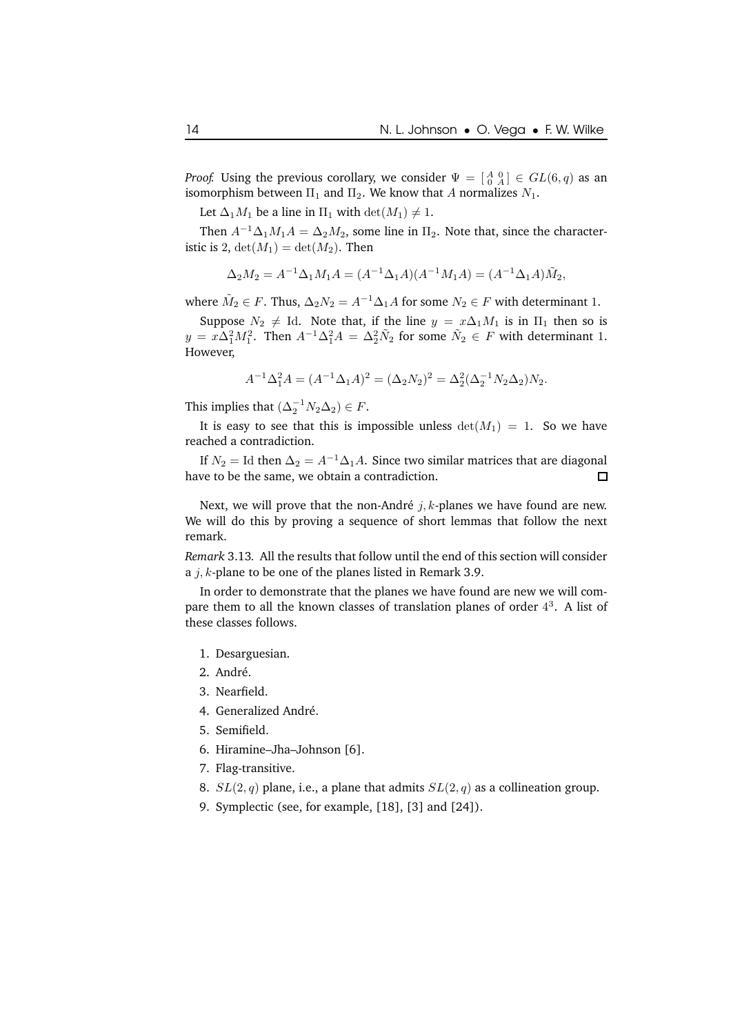*Proof.* Using the previous corollary, we consider $\Psi = \left[\begin{smallmatrix} A & 0 \\ 0 & A \end{smallmatrix}\right] \in GL(6, q)$ as an isomorphism between $\Pi_1$ and $\Pi_2$. We know that $A$ normalizes $N_1$.

Let $\Delta_1 M_1$ be a line in $\Pi_1$ with $\det(M_1) \neq 1$.

Then $A^{-1}\Delta_1 M_1 A = \Delta_2 M_2$, some line in $\Pi_2$. Note that, since the characteristic is 2, $\det(M_1) = \det(M_2)$. Then

$$\Delta_2 M_2 = A^{-1}\Delta_1 M_1 A = (A^{-1}\Delta_1 A)(A^{-1} M_1 A) = (A^{-1}\Delta_1 A)\tilde{M}_2,$$

where $\tilde{M}_2 \in F$. Thus, $\Delta_2 N_2 = A^{-1}\Delta_1 A$ for some $N_2 \in F$ with determinant 1.

Suppose $N_2 \neq \mathrm{Id}$. Note that, if the line $y = x\Delta_1 M_1$ is in $\Pi_1$ then so is $y = x\Delta_1^2 M_1^2$. Then $A^{-1}\Delta_1^2 A = \Delta_2^2 \tilde{N}_2$ for some $\tilde{N}_2 \in F$ with determinant 1. However,

$$A^{-1}\Delta_1^2 A = (A^{-1}\Delta_1 A)^2 = (\Delta_2 N_2)^2 = \Delta_2^2(\Delta_2^{-1} N_2 \Delta_2)N_2.$$

This implies that $(\Delta_2^{-1} N_2 \Delta_2) \in F$.

It is easy to see that this is impossible unless $\det(M_1) = 1$. So we have reached a contradiction.

If $N_2 = \mathrm{Id}$ then $\Delta_2 = A^{-1}\Delta_1 A$. Since two similar matrices that are diagonal have to be the same, we obtain a contradiction. □

Next, we will prove that the non-André $j, k$-planes we have found are new. We will do this by proving a sequence of short lemmas that follow the next remark.

*Remark* 3.13. All the results that follow until the end of this section will consider a $j, k$-plane to be one of the planes listed in Remark 3.9.

In order to demonstrate that the planes we have found are new we will compare them to all the known classes of translation planes of order $4^3$. A list of these classes follows.

1. Desarguesian.
2. André.
3. Nearfield.
4. Generalized André.
5. Semifield.
6. Hiramine–Jha–Johnson [6].
7. Flag-transitive.
8. $SL(2, q)$ plane, i.e., a plane that admits $SL(2, q)$ as a collineation group.
9. Symplectic (see, for example, [18], [3] and [24]).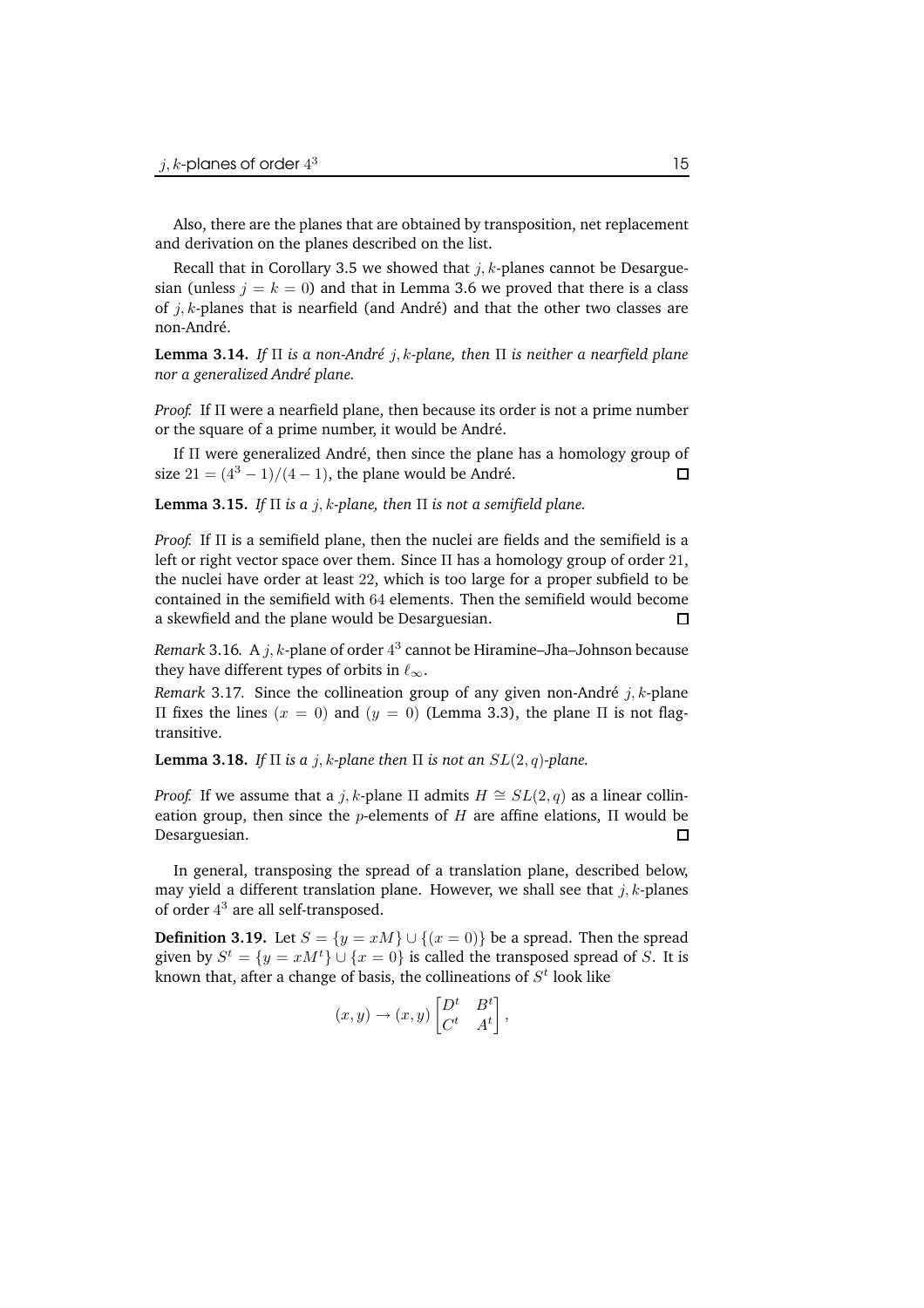Also, there are the planes that are obtained by transposition, net replacement and derivation on the planes described on the list.

Recall that in Corollary 3.5 we showed that $j, k$-planes cannot be Desarguesian (unless $j = k = 0$) and that in Lemma 3.6 we proved that there is a class of $j, k$-planes that is nearfield (and André) and that the other two classes are non-André.

**Lemma 3.14.** *If $\Pi$ is a non-André $j, k$-plane, then $\Pi$ is neither a nearfield plane nor a generalized André plane.*

*Proof.* If $\Pi$ were a nearfield plane, then because its order is not a prime number or the square of a prime number, it would be André.

If $\Pi$ were generalized André, then since the plane has a homology group of size $21 = (4^3 - 1)/(4 - 1)$, the plane would be André. □

**Lemma 3.15.** *If $\Pi$ is a $j, k$-plane, then $\Pi$ is not a semifield plane.*

*Proof.* If $\Pi$ is a semifield plane, then the nuclei are fields and the semifield is a left or right vector space over them. Since $\Pi$ has a homology group of order $21$, the nuclei have order at least $22$, which is too large for a proper subfield to be contained in the semifield with $64$ elements. Then the semifield would become a skewfield and the plane would be Desarguesian. □

*Remark* 3.16. A $j, k$-plane of order $4^3$ cannot be Hiramine–Jha–Johnson because they have different types of orbits in $\ell_\infty$.

*Remark* 3.17. Since the collineation group of any given non-André $j, k$-plane $\Pi$ fixes the lines $(x = 0)$ and $(y = 0)$ (Lemma 3.3), the plane $\Pi$ is not flag-transitive.

**Lemma 3.18.** *If $\Pi$ is a $j, k$-plane then $\Pi$ is not an $SL(2, q)$-plane.*

*Proof.* If we assume that a $j, k$-plane $\Pi$ admits $H \cong SL(2, q)$ as a linear collineation group, then since the $p$-elements of $H$ are affine elations, $\Pi$ would be Desarguesian. □

In general, transposing the spread of a translation plane, described below, may yield a different translation plane. However, we shall see that $j, k$-planes of order $4^3$ are all self-transposed.

**Definition 3.19.** Let $S = \{y = xM\} \cup \{(x = 0)\}$ be a spread. Then the spread given by $S^t = \{y = xM^t\} \cup \{x = 0\}$ is called the transposed spread of $S$. It is known that, after a change of basis, the collineations of $S^t$ look like

$$(x, y) \to (x, y) \begin{bmatrix} D^t & B^t \\ C^t & A^t \end{bmatrix},$$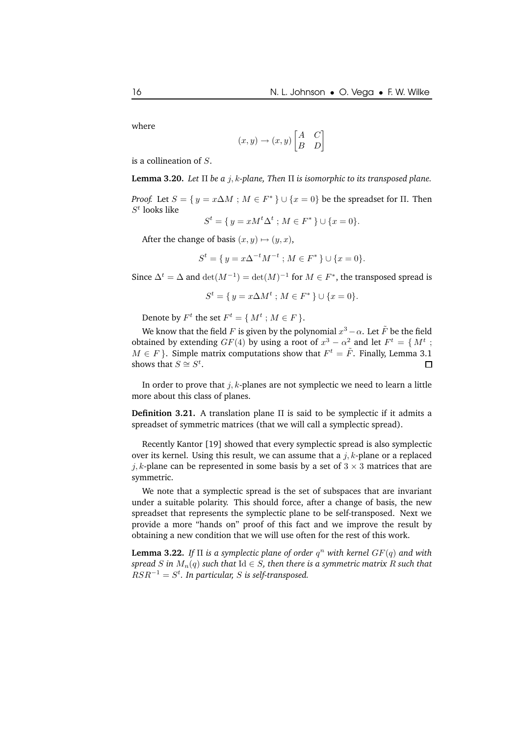where

$$(x, y) \to (x, y) \begin{bmatrix} A & C \\ B & D \end{bmatrix}$$

is a collineation of $S$.

**Lemma 3.20.** *Let $\Pi$ be a $j, k$-plane, Then $\Pi$ is isomorphic to its transposed plane.*

*Proof.* Let $S = \{ y = x\Delta M \; ; \; M \in F^* \} \cup \{x = 0\}$ be the spreadset for $\Pi$. Then $S^t$ looks like

$$S^t = \{ y = xM^t\Delta^t \; ; \; M \in F^* \} \cup \{x = 0\}.$$

After the change of basis $(x, y) \mapsto (y, x)$,

$$S^t = \{ y = x\Delta^{-t}M^{-t} \; ; \; M \in F^* \} \cup \{x = 0\}.$$

Since $\Delta^t = \Delta$ and $\det(M^{-1}) = \det(M)^{-1}$ for $M \in F^*$, the transposed spread is

$$S^t = \{ y = x\Delta M^t \; ; \; M \in F^* \} \cup \{x = 0\}.$$

Denote by $F^t$ the set $F^t = \{ M^t \; ; \; M \in F \}$.

We know that the field $F$ is given by the polynomial $x^3 - \alpha$. Let $\tilde{F}$ be the field obtained by extending $GF(4)$ by using a root of $x^3 - \alpha^2$ and let $F^t = \{ M^t \; ; \; M \in F \}$. Simple matrix computations show that $F^t = \tilde{F}$. Finally, Lemma 3.1 shows that $S \cong S^t$. $\square$

In order to prove that $j, k$-planes are not symplectic we need to learn a little more about this class of planes.

**Definition 3.21.** A translation plane $\Pi$ is said to be symplectic if it admits a spreadset of symmetric matrices (that we will call a symplectic spread).

Recently Kantor [19] showed that every symplectic spread is also symplectic over its kernel. Using this result, we can assume that a $j, k$-plane or a replaced $j, k$-plane can be represented in some basis by a set of $3 \times 3$ matrices that are symmetric.

We note that a symplectic spread is the set of subspaces that are invariant under a suitable polarity. This should force, after a change of basis, the new spreadset that represents the symplectic plane to be self-transposed. Next we provide a more "hands on" proof of this fact and we improve the result by obtaining a new condition that we will use often for the rest of this work.

**Lemma 3.22.** *If $\Pi$ is a symplectic plane of order $q^n$ with kernel $GF(q)$ and with spread $S$ in $M_n(q)$ such that $\mathrm{Id} \in S$, then there is a symmetric matrix $R$ such that $RSR^{-1} = S^t$. In particular, $S$ is self-transposed.*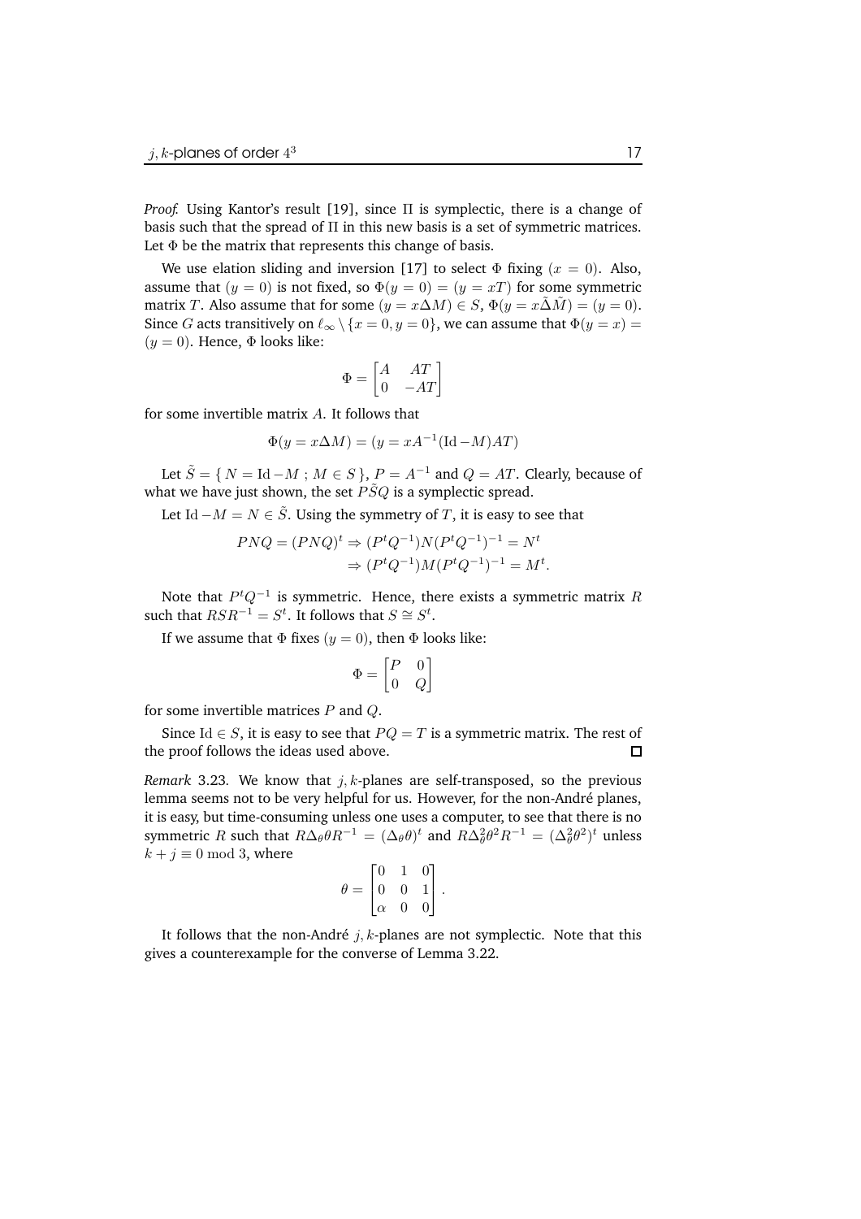*Proof.* Using Kantor's result [19], since $\Pi$ is symplectic, there is a change of basis such that the spread of $\Pi$ in this new basis is a set of symmetric matrices. Let $\Phi$ be the matrix that represents this change of basis.

We use elation sliding and inversion [17] to select $\Phi$ fixing $(x = 0)$. Also, assume that $(y = 0)$ is not fixed, so $\Phi(y = 0) = (y = xT)$ for some symmetric matrix $T$. Also assume that for some $(y = x\Delta M) \in S$, $\Phi(y = x\tilde{\Delta}\tilde{M}) = (y = 0)$. Since $G$ acts transitively on $\ell_\infty \setminus \{x = 0, y = 0\}$, we can assume that $\Phi(y = x) = (y = 0)$. Hence, $\Phi$ looks like:

$$\Phi = \begin{bmatrix} A & AT \\ 0 & -AT \end{bmatrix}$$

for some invertible matrix $A$. It follows that

$$\Phi(y = x\Delta M) = (y = xA^{-1}(\mathrm{Id} - M)AT)$$

Let $\tilde{S} = \{ N = \mathrm{Id} - M \; ; \; M \in S \}$, $P = A^{-1}$ and $Q = AT$. Clearly, because of what we have just shown, the set $P\tilde{S}Q$ is a symplectic spread.

Let $\mathrm{Id} - M = N \in \tilde{S}$. Using the symmetry of $T$, it is easy to see that

$$\begin{aligned} PNQ = (PNQ)^t &\Rightarrow (P^tQ^{-1})N(P^tQ^{-1})^{-1} = N^t \\ &\Rightarrow (P^tQ^{-1})M(P^tQ^{-1})^{-1} = M^t. \end{aligned}$$

Note that $P^tQ^{-1}$ is symmetric. Hence, there exists a symmetric matrix $R$ such that $RSR^{-1} = S^t$. It follows that $S \cong S^t$.

If we assume that $\Phi$ fixes $(y = 0)$, then $\Phi$ looks like:

$$\Phi = \begin{bmatrix} P & 0 \\ 0 & Q \end{bmatrix}$$

for some invertible matrices $P$ and $Q$.

Since $\mathrm{Id} \in S$, it is easy to see that $PQ = T$ is a symmetric matrix. The rest of the proof follows the ideas used above. ◻

*Remark* 3.23. We know that $j, k$-planes are self-transposed, so the previous lemma seems not to be very helpful for us. However, for the non-André planes, it is easy, but time-consuming unless one uses a computer, to see that there is no symmetric $R$ such that $R\Delta_\theta\theta R^{-1} = (\Delta_\theta\theta)^t$ and $R\Delta_\theta^2\theta^2R^{-1} = (\Delta_\theta^2\theta^2)^t$ unless $k + j \equiv 0 \bmod 3$, where

$$\theta = \begin{bmatrix} 0 & 1 & 0 \\ 0 & 0 & 1 \\ \alpha & 0 & 0 \end{bmatrix}.$$

It follows that the non-André $j, k$-planes are not symplectic. Note that this gives a counterexample for the converse of Lemma 3.22.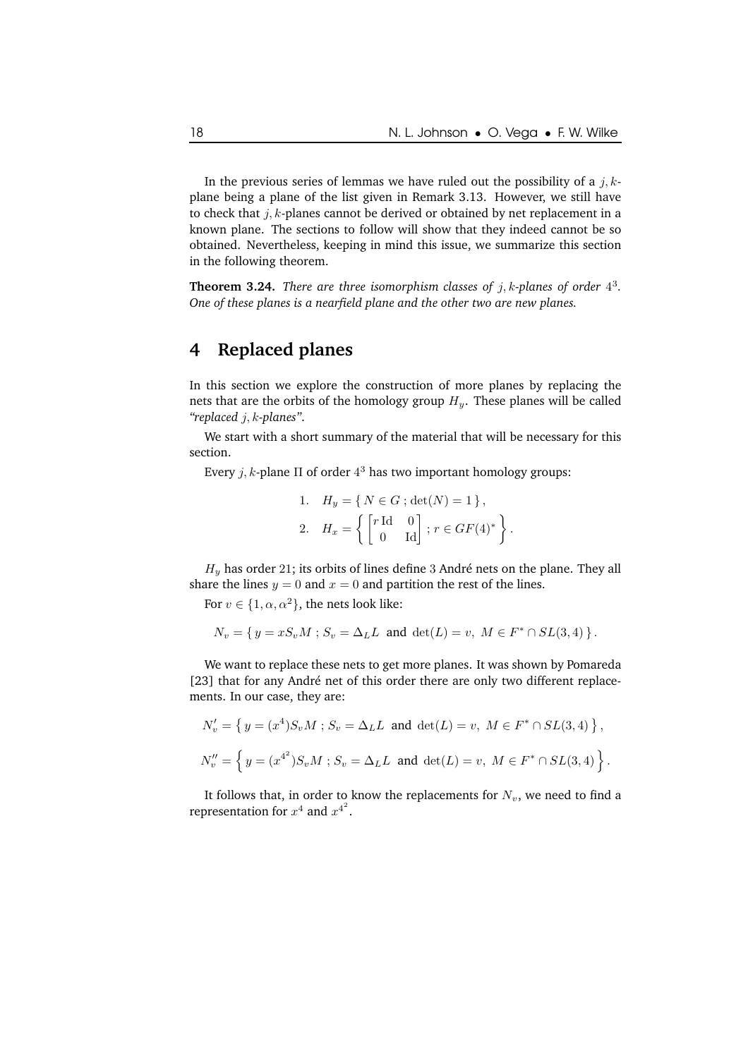In the previous series of lemmas we have ruled out the possibility of a $j, k$-plane being a plane of the list given in Remark 3.13. However, we still have to check that $j, k$-planes cannot be derived or obtained by net replacement in a known plane. The sections to follow will show that they indeed cannot be so obtained. Nevertheless, keeping in mind this issue, we summarize this section in the following theorem.

**Theorem 3.24.** *There are three isomorphism classes of $j, k$-planes of order $4^3$. One of these planes is a nearfield plane and the other two are new planes.*

# 4 Replaced planes

In this section we explore the construction of more planes by replacing the nets that are the orbits of the homology group $H_y$. These planes will be called *"replaced $j, k$-planes"*.

We start with a short summary of the material that will be necessary for this section.

Every $j, k$-plane $\Pi$ of order $4^3$ has two important homology groups:

$$1. \quad H_y = \{\, N \in G \,;\, \det(N) = 1 \,\},$$

$$2. \quad H_x = \left\{ \begin{bmatrix} r\,\mathrm{Id} & 0 \\ 0 & \mathrm{Id} \end{bmatrix} ;\, r \in GF(4)^* \right\}.$$

$H_y$ has order 21; its orbits of lines define 3 André nets on the plane. They all share the lines $y = 0$ and $x = 0$ and partition the rest of the lines.

For $v \in \{1, \alpha, \alpha^2\}$, the nets look like:

$$N_v = \{\, y = xS_v M \,;\, S_v = \Delta_L L \ \text{ and } \ \det(L) = v,\ M \in F^* \cap SL(3,4) \,\}.$$

We want to replace these nets to get more planes. It was shown by Pomareda [23] that for any André net of this order there are only two different replacements. In our case, they are:

$$N'_v = \left\{\, y = (x^4)S_v M \,;\, S_v = \Delta_L L \ \text{ and } \ \det(L) = v,\ M \in F^* \cap SL(3,4) \,\right\},$$

$$N''_v = \left\{\, y = (x^{4^2})S_v M \,;\, S_v = \Delta_L L \ \text{ and } \ \det(L) = v,\ M \in F^* \cap SL(3,4) \,\right\}.$$

It follows that, in order to know the replacements for $N_v$, we need to find a representation for $x^4$ and $x^{4^2}$.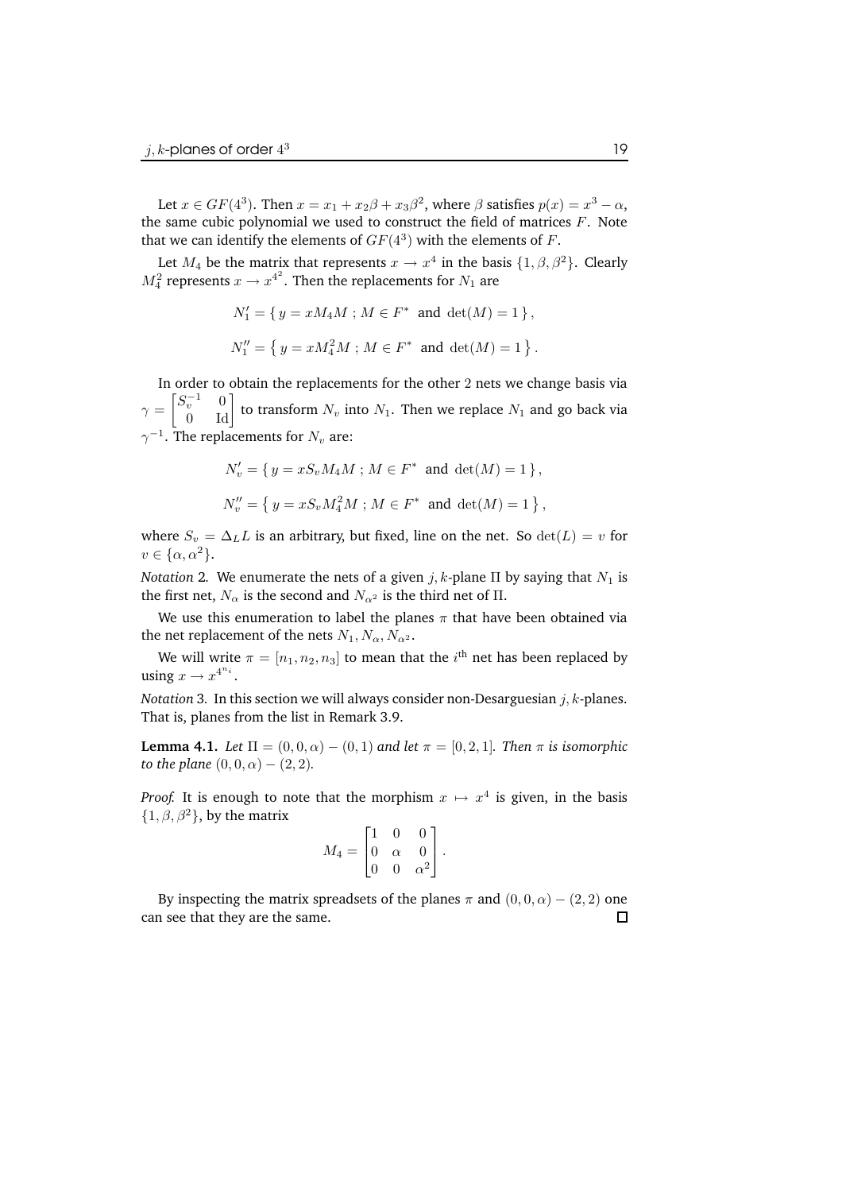Let $x \in GF(4^3)$. Then $x = x_1 + x_2\beta + x_3\beta^2$, where $\beta$ satisfies $p(x) = x^3 - \alpha$, the same cubic polynomial we used to construct the field of matrices $F$. Note that we can identify the elements of $GF(4^3)$ with the elements of $F$.

Let $M_4$ be the matrix that represents $x \to x^4$ in the basis $\{1, \beta, \beta^2\}$. Clearly $M_4^2$ represents $x \to x^{4^2}$. Then the replacements for $N_1$ are

$$N_1' = \{\, y = xM_4M \,;\, M \in F^* \text{ and } \det(M) = 1 \,\},$$

$$N_1'' = \left\{\, y = xM_4^2M \,;\, M \in F^* \text{ and } \det(M) = 1 \,\right\}.$$

In order to obtain the replacements for the other 2 nets we change basis via $\gamma = \begin{bmatrix} S_v^{-1} & 0 \\ 0 & \mathrm{Id} \end{bmatrix}$ to transform $N_v$ into $N_1$. Then we replace $N_1$ and go back via $\gamma^{-1}$. The replacements for $N_v$ are:

$$N_v' = \{\, y = xS_vM_4M \,;\, M \in F^* \text{ and } \det(M) = 1 \,\},$$

$$N_v'' = \left\{\, y = xS_vM_4^2M \,;\, M \in F^* \text{ and } \det(M) = 1 \,\right\},$$

where $S_v = \Delta_L L$ is an arbitrary, but fixed, line on the net. So $\det(L) = v$ for $v \in \{\alpha, \alpha^2\}$.

*Notation* 2. We enumerate the nets of a given $j,k$-plane $\Pi$ by saying that $N_1$ is the first net, $N_\alpha$ is the second and $N_{\alpha^2}$ is the third net of $\Pi$.

We use this enumeration to label the planes $\pi$ that have been obtained via the net replacement of the nets $N_1, N_\alpha, N_{\alpha^2}$.

We will write $\pi = [n_1, n_2, n_3]$ to mean that the $i^{\text{th}}$ net has been replaced by using $x \to x^{4^{n_i}}$.

*Notation* 3. In this section we will always consider non-Desarguesian $j,k$-planes. That is, planes from the list in Remark 3.9.

**Lemma 4.1.** *Let $\Pi = (0, 0, \alpha) - (0, 1)$ and let $\pi = [0, 2, 1]$. Then $\pi$ is isomorphic to the plane $(0, 0, \alpha) - (2, 2)$.*

*Proof.* It is enough to note that the morphism $x \mapsto x^4$ is given, in the basis $\{1, \beta, \beta^2\}$, by the matrix

$$M_4 = \begin{bmatrix} 1 & 0 & 0 \\ 0 & \alpha & 0 \\ 0 & 0 & \alpha^2 \end{bmatrix}.$$

By inspecting the matrix spreadsets of the planes $\pi$ and $(0, 0, \alpha) - (2, 2)$ one can see that they are the same. $\square$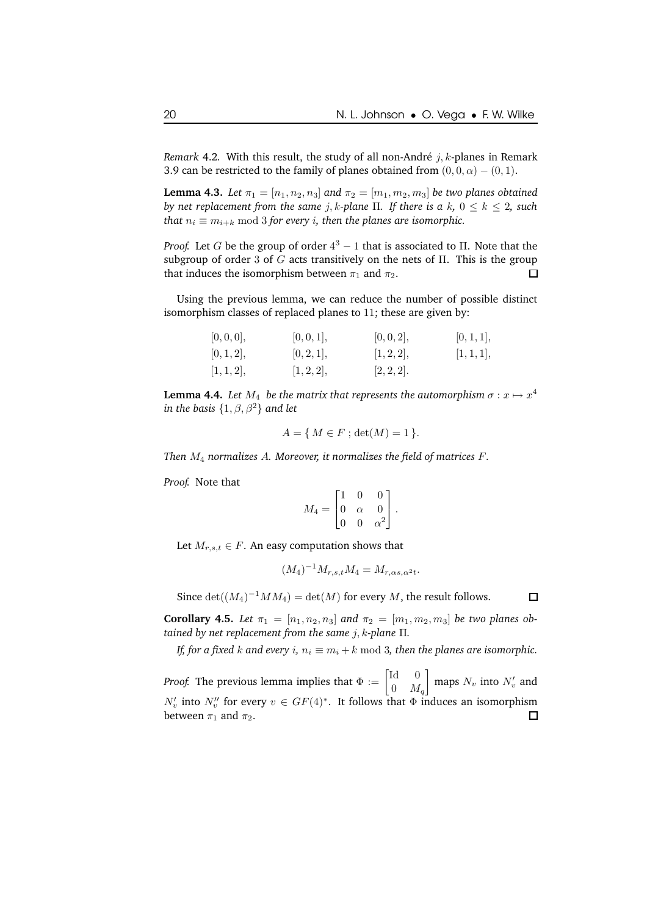*Remark* 4.2*.* With this result, the study of all non-André $j,k$-planes in Remark 3.9 can be restricted to the family of planes obtained from $(0,0,\alpha)-(0,1)$.

**Lemma 4.3.** *Let $\pi_1=[n_1,n_2,n_3]$ and $\pi_2=[m_1,m_2,m_3]$ be two planes obtained by net replacement from the same $j,k$-plane $\Pi$. If there is a $k$, $0\le k\le 2$, such that $n_i\equiv m_{i+k} \bmod 3$ for every $i$, then the planes are isomorphic.*

*Proof.* Let $G$ be the group of order $4^3-1$ that is associated to $\Pi$. Note that the subgroup of order $3$ of $G$ acts transitively on the nets of $\Pi$. This is the group that induces the isomorphism between $\pi_1$ and $\pi_2$. ☐

Using the previous lemma, we can reduce the number of possible distinct isomorphism classes of replaced planes to $11$; these are given by:

$$
\begin{array}{llll}
[0,0,0], & [0,0,1], & [0,0,2], & [0,1,1],\\
[0,1,2], & [0,2,1], & [1,2,2], & [1,1,1],\\
[1,1,2], & [1,2,2], & [2,2,2]. &
\end{array}
$$

**Lemma 4.4.** *Let $M_4$ be the matrix that represents the automorphism $\sigma : x\mapsto x^4$ in the basis $\{1,\beta,\beta^2\}$ and let*

$$A=\{\, M\in F\,;\,\det(M)=1\,\}.$$

*Then $M_4$ normalizes $A$. Moreover, it normalizes the field of matrices $F$.*

*Proof.* Note that

$$M_4=\begin{bmatrix}1&0&0\\0&\alpha&0\\0&0&\alpha^2\end{bmatrix}.$$

Let $M_{r,s,t}\in F$. An easy computation shows that

$$(M_4)^{-1}M_{r,s,t}M_4=M_{r,\alpha s,\alpha^2 t}.$$

Since $\det((M_4)^{-1}MM_4)=\det(M)$ for every $M$, the result follows. ☐

**Corollary 4.5.** *Let $\pi_1=[n_1,n_2,n_3]$ and $\pi_2=[m_1,m_2,m_3]$ be two planes obtained by net replacement from the same $j,k$-plane $\Pi$.*

*If, for a fixed $k$ and every $i$, $n_i\equiv m_i+k \bmod 3$, then the planes are isomorphic.*

*Proof.* The previous lemma implies that $\Phi:=\begin{bmatrix}\mathrm{Id}&0\\0&M_q\end{bmatrix}$ maps $N_v$ into $N_v'$ and $N_v'$ into $N_v''$ for every $v\in GF(4)^*$. It follows that $\Phi$ induces an isomorphism between $\pi_1$ and $\pi_2$. ☐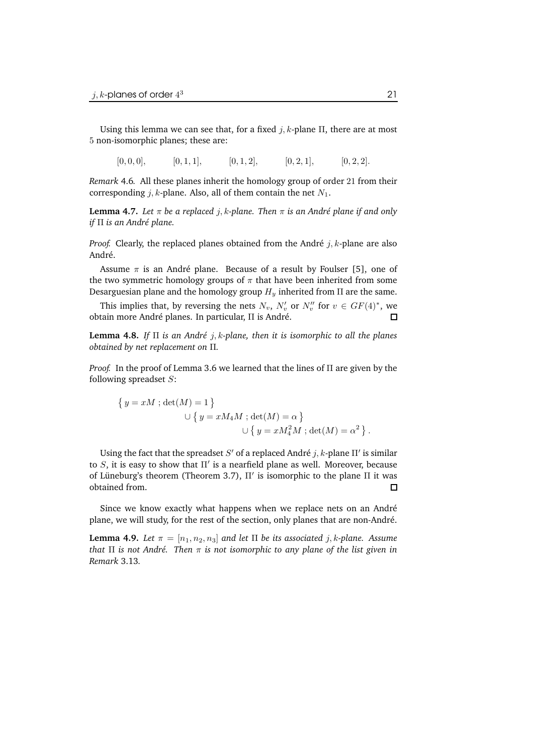Using this lemma we can see that, for a fixed $j, k$-plane $\Pi$, there are at most 5 non-isomorphic planes; these are:

$$[0,0,0], \qquad [0,1,1], \qquad [0,1,2], \qquad [0,2,1], \qquad [0,2,2].$$

*Remark* 4.6. All these planes inherit the homology group of order 21 from their corresponding $j, k$-plane. Also, all of them contain the net $N_1$.

**Lemma 4.7.** *Let $\pi$ be a replaced $j, k$-plane. Then $\pi$ is an André plane if and only if $\Pi$ is an André plane.*

*Proof.* Clearly, the replaced planes obtained from the André $j, k$-plane are also André.

Assume $\pi$ is an André plane. Because of a result by Foulser [5], one of the two symmetric homology groups of $\pi$ that have been inherited from some Desarguesian plane and the homology group $H_y$ inherited from $\Pi$ are the same.

This implies that, by reversing the nets $N_v$, $N'_v$ or $N''_v$ for $v \in GF(4)^*$, we obtain more André planes. In particular, $\Pi$ is André. □

**Lemma 4.8.** *If $\Pi$ is an André $j, k$-plane, then it is isomorphic to all the planes obtained by net replacement on $\Pi$.*

*Proof.* In the proof of Lemma 3.6 we learned that the lines of $\Pi$ are given by the following spreadset $S$:

$$\begin{aligned}\left\{\, y = xM \,;\, \det(M) = 1 \,\right\} & \\ \cup \left\{\, y = xM_4M \,;\, \det(M) = \alpha \,\right\} & \\ \cup \left\{\, y = xM_4^2M \,;\, \det(M) = \alpha^2 \,\right\} & .\end{aligned}$$

Using the fact that the spreadset $S'$ of a replaced André $j, k$-plane $\Pi'$ is similar to $S$, it is easy to show that $\Pi'$ is a nearfield plane as well. Moreover, because of Lüneburg's theorem (Theorem 3.7), $\Pi'$ is isomorphic to the plane $\Pi$ it was obtained from. □

Since we know exactly what happens when we replace nets on an André plane, we will study, for the rest of the section, only planes that are non-André.

**Lemma 4.9.** *Let $\pi = [n_1, n_2, n_3]$ and let $\Pi$ be its associated $j, k$-plane. Assume that $\Pi$ is not André. Then $\pi$ is not isomorphic to any plane of the list given in Remark 3.13.*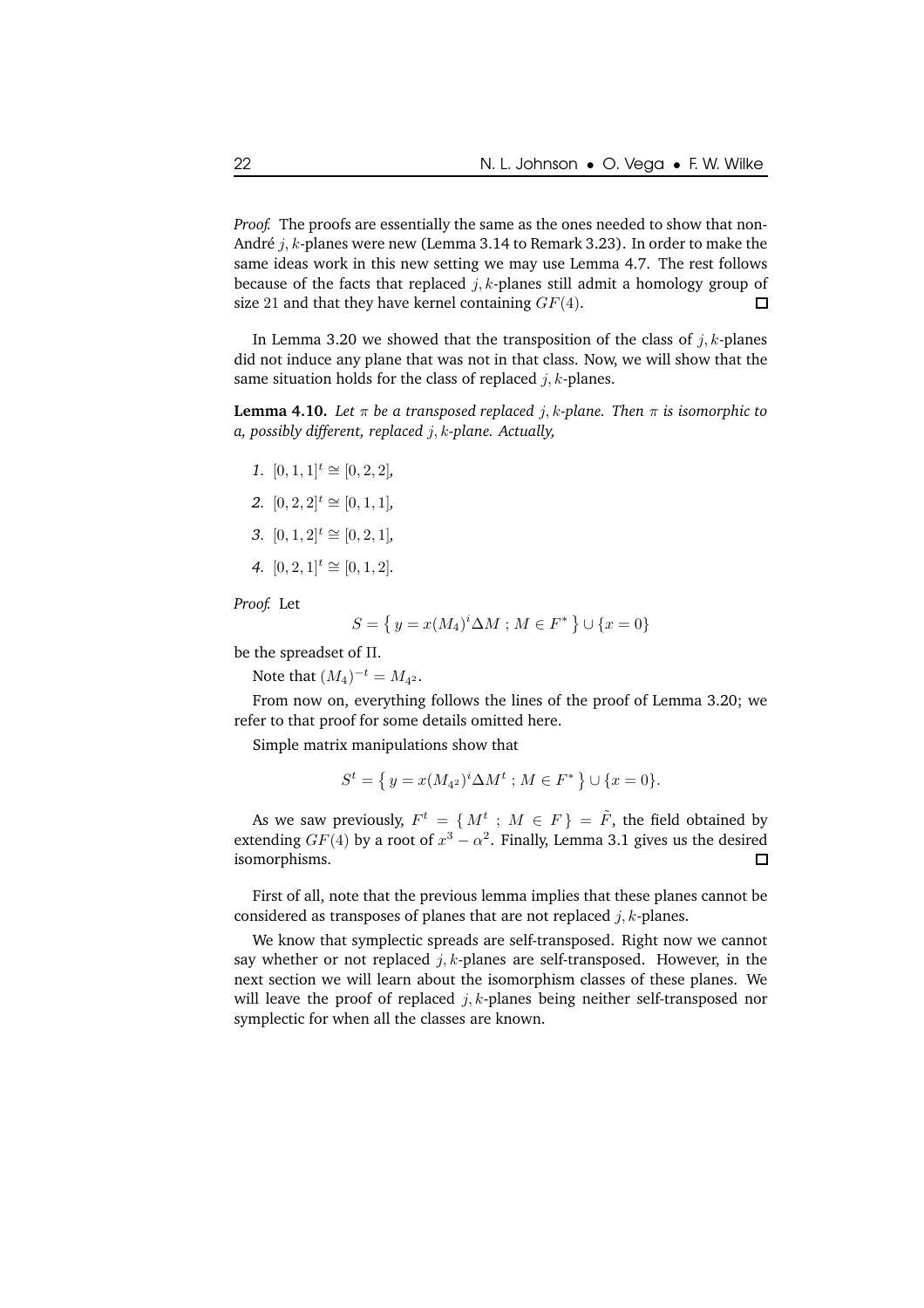*Proof.* The proofs are essentially the same as the ones needed to show that non-André $j,k$-planes were new (Lemma 3.14 to Remark 3.23). In order to make the same ideas work in this new setting we may use Lemma 4.7. The rest follows because of the facts that replaced $j,k$-planes still admit a homology group of size 21 and that they have kernel containing $GF(4)$. $\square$

In Lemma 3.20 we showed that the transposition of the class of $j,k$-planes did not induce any plane that was not in that class. Now, we will show that the same situation holds for the class of replaced $j,k$-planes.

**Lemma 4.10.** *Let $\pi$ be a transposed replaced $j,k$-plane. Then $\pi$ is isomorphic to a, possibly different, replaced $j,k$-plane. Actually,*

1. $[0,1,1]^t \cong [0,2,2]$,
2. $[0,2,2]^t \cong [0,1,1]$,
3. $[0,1,2]^t \cong [0,2,1]$,
4. $[0,2,1]^t \cong [0,1,2]$.

*Proof.* Let

$$S = \{\, y = x(M_4)^i \Delta M \ ; M \in F^* \,\} \cup \{x = 0\}$$

be the spreadset of $\Pi$.

Note that $(M_4)^{-t} = M_{4^2}$.

From now on, everything follows the lines of the proof of Lemma 3.20; we refer to that proof for some details omitted here.

Simple matrix manipulations show that

$$S^t = \{\, y = x(M_{4^2})^i \Delta M^t \ ; M \in F^* \,\} \cup \{x = 0\}.$$

As we saw previously, $F^t = \{\, M^t \ ; \ M \in F \,\} = \tilde{F}$, the field obtained by extending $GF(4)$ by a root of $x^3 - \alpha^2$. Finally, Lemma 3.1 gives us the desired isomorphisms. $\square$

First of all, note that the previous lemma implies that these planes cannot be considered as transposes of planes that are not replaced $j,k$-planes.

We know that symplectic spreads are self-transposed. Right now we cannot say whether or not replaced $j,k$-planes are self-transposed. However, in the next section we will learn about the isomorphism classes of these planes. We will leave the proof of replaced $j,k$-planes being neither self-transposed nor symplectic for when all the classes are known.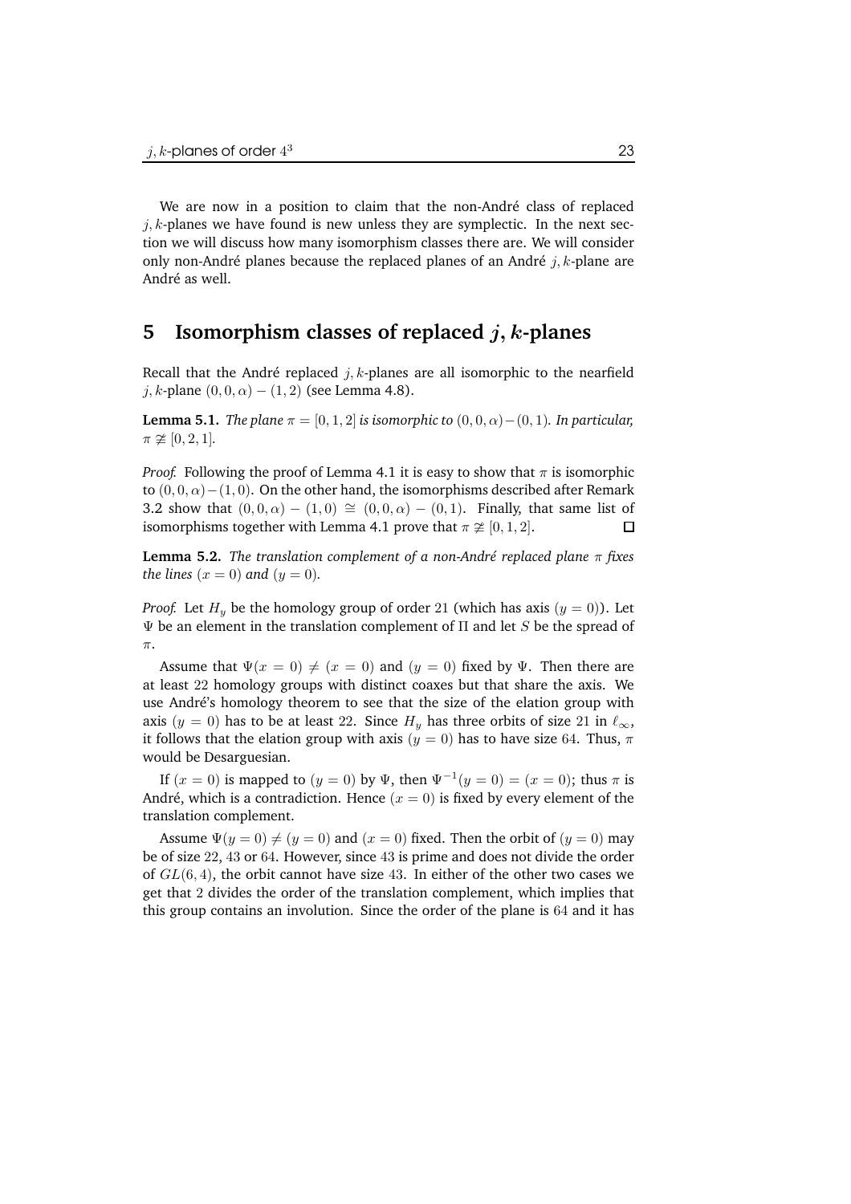We are now in a position to claim that the non-André class of replaced $j,k$-planes we have found is new unless they are symplectic. In the next section we will discuss how many isomorphism classes there are. We will consider only non-André planes because the replaced planes of an André $j,k$-plane are André as well.

## 5 Isomorphism classes of replaced $j,k$-planes

Recall that the André replaced $j,k$-planes are all isomorphic to the nearfield $j,k$-plane $(0,0,\alpha)-(1,2)$ (see Lemma 4.8).

**Lemma 5.1.** *The plane $\pi = [0,1,2]$ is isomorphic to $(0,0,\alpha)-(0,1)$. In particular, $\pi \not\cong [0,2,1]$.*

*Proof.* Following the proof of Lemma 4.1 it is easy to show that $\pi$ is isomorphic to $(0,0,\alpha)-(1,0)$. On the other hand, the isomorphisms described after Remark 3.2 show that $(0,0,\alpha)-(1,0) \cong (0,0,\alpha)-(0,1)$. Finally, that same list of isomorphisms together with Lemma 4.1 prove that $\pi \not\cong [0,1,2]$. □

**Lemma 5.2.** *The translation complement of a non-André replaced plane $\pi$ fixes the lines $(x=0)$ and $(y=0)$.*

*Proof.* Let $H_y$ be the homology group of order $21$ (which has axis $(y=0)$). Let $\Psi$ be an element in the translation complement of $\Pi$ and let $S$ be the spread of $\pi$.

Assume that $\Psi(x=0) \neq (x=0)$ and $(y=0)$ fixed by $\Psi$. Then there are at least $22$ homology groups with distinct coaxes but that share the axis. We use André's homology theorem to see that the size of the elation group with axis $(y=0)$ has to be at least $22$. Since $H_y$ has three orbits of size $21$ in $\ell_\infty$, it follows that the elation group with axis $(y=0)$ has to have size $64$. Thus, $\pi$ would be Desarguesian.

If $(x=0)$ is mapped to $(y=0)$ by $\Psi$, then $\Psi^{-1}(y=0)=(x=0)$; thus $\pi$ is André, which is a contradiction. Hence $(x=0)$ is fixed by every element of the translation complement.

Assume $\Psi(y=0) \neq (y=0)$ and $(x=0)$ fixed. Then the orbit of $(y=0)$ may be of size $22$, $43$ or $64$. However, since $43$ is prime and does not divide the order of $GL(6,4)$, the orbit cannot have size $43$. In either of the other two cases we get that $2$ divides the order of the translation complement, which implies that this group contains an involution. Since the order of the plane is $64$ and it has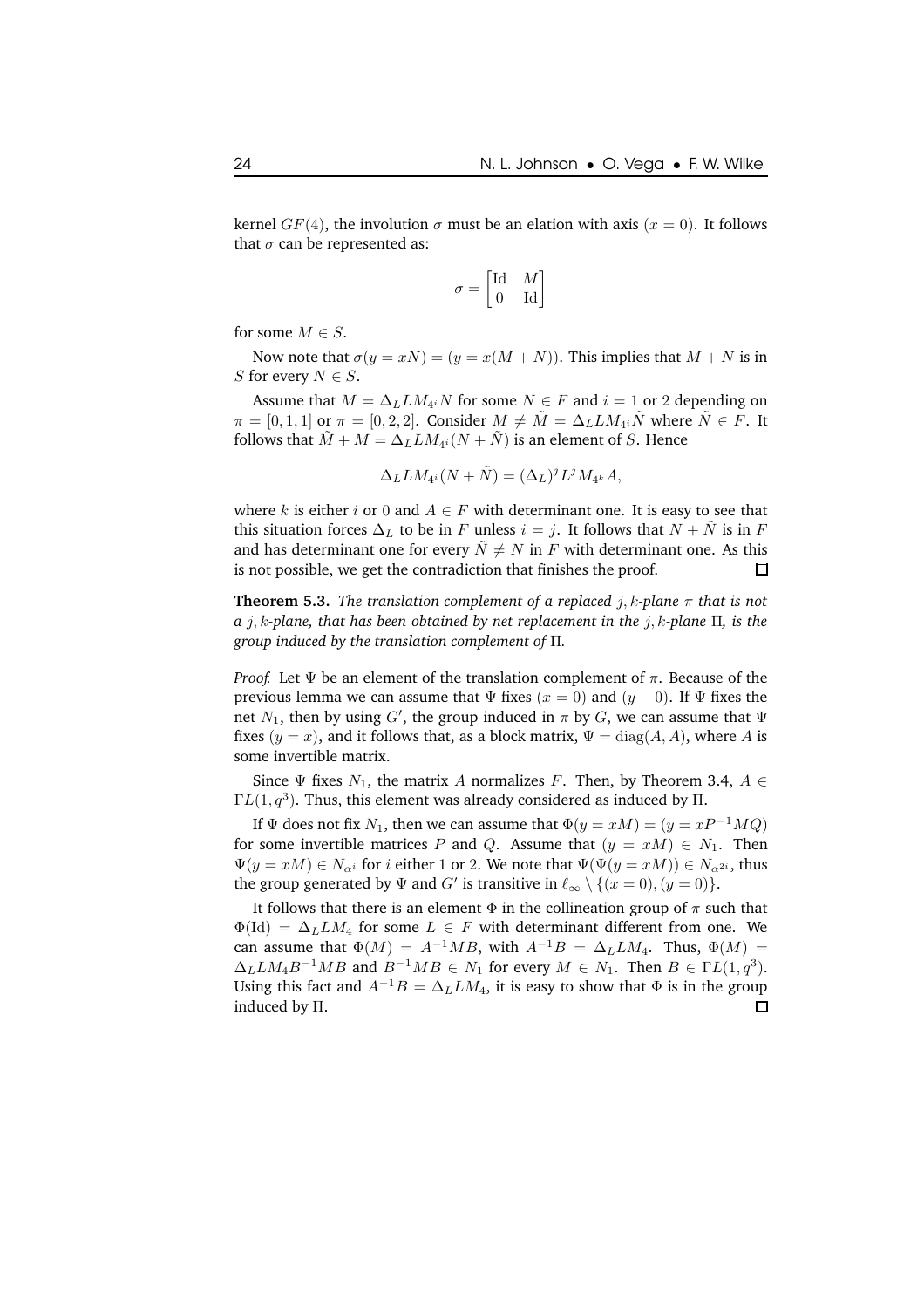kernel $GF(4)$, the involution $\sigma$ must be an elation with axis $(x = 0)$. It follows that $\sigma$ can be represented as:

$$\sigma = \begin{bmatrix} \mathrm{Id} & M \\ 0 & \mathrm{Id} \end{bmatrix}$$

for some $M \in S$.

Now note that $\sigma(y = xN) = (y = x(M + N))$. This implies that $M + N$ is in $S$ for every $N \in S$.

Assume that $M = \Delta_L L M_{4^i} N$ for some $N \in F$ and $i = 1$ or $2$ depending on $\pi = [0, 1, 1]$ or $\pi = [0, 2, 2]$. Consider $M \neq \tilde{M} = \Delta_L L M_{4^i} \tilde{N}$ where $\tilde{N} \in F$. It follows that $\tilde{M} + M = \Delta_L L M_{4^i}(N + \tilde{N})$ is an element of $S$. Hence

$$\Delta_L L M_{4^i}(N + \tilde{N}) = (\Delta_L)^j L^j M_{4^k} A,$$

where $k$ is either $i$ or $0$ and $A \in F$ with determinant one. It is easy to see that this situation forces $\Delta_L$ to be in $F$ unless $i = j$. It follows that $N + \tilde{N}$ is in $F$ and has determinant one for every $\tilde{N} \neq N$ in $F$ with determinant one. As this is not possible, we get the contradiction that finishes the proof. □

**Theorem 5.3.** *The translation complement of a replaced $j, k$-plane $\pi$ that is not a $j, k$-plane, that has been obtained by net replacement in the $j, k$-plane $\Pi$, is the group induced by the translation complement of $\Pi$.*

*Proof.* Let $\Psi$ be an element of the translation complement of $\pi$. Because of the previous lemma we can assume that $\Psi$ fixes $(x = 0)$ and $(y - 0)$. If $\Psi$ fixes the net $N_1$, then by using $G'$, the group induced in $\pi$ by $G$, we can assume that $\Psi$ fixes $(y = x)$, and it follows that, as a block matrix, $\Psi = \mathrm{diag}(A, A)$, where $A$ is some invertible matrix.

Since $\Psi$ fixes $N_1$, the matrix $A$ normalizes $F$. Then, by Theorem 3.4, $A \in \Gamma L(1, q^3)$. Thus, this element was already considered as induced by $\Pi$.

If $\Psi$ does not fix $N_1$, then we can assume that $\Phi(y = xM) = (y = xP^{-1}MQ)$ for some invertible matrices $P$ and $Q$. Assume that $(y = xM) \in N_1$. Then $\Psi(y = xM) \in N_{\alpha^i}$ for $i$ either 1 or 2. We note that $\Psi(\Psi(y = xM)) \in N_{\alpha^{2i}}$, thus the group generated by $\Psi$ and $G'$ is transitive in $\ell_\infty \setminus \{(x = 0), (y = 0)\}$.

It follows that there is an element $\Phi$ in the collineation group of $\pi$ such that $\Phi(\mathrm{Id}) = \Delta_L L M_4$ for some $L \in F$ with determinant different from one. We can assume that $\Phi(M) = A^{-1}MB$, with $A^{-1}B = \Delta_L L M_4$. Thus, $\Phi(M) = \Delta_L L M_4 B^{-1} M B$ and $B^{-1}MB \in N_1$ for every $M \in N_1$. Then $B \in \Gamma L(1, q^3)$. Using this fact and $A^{-1}B = \Delta_L L M_4$, it is easy to show that $\Phi$ is in the group induced by $\Pi$. □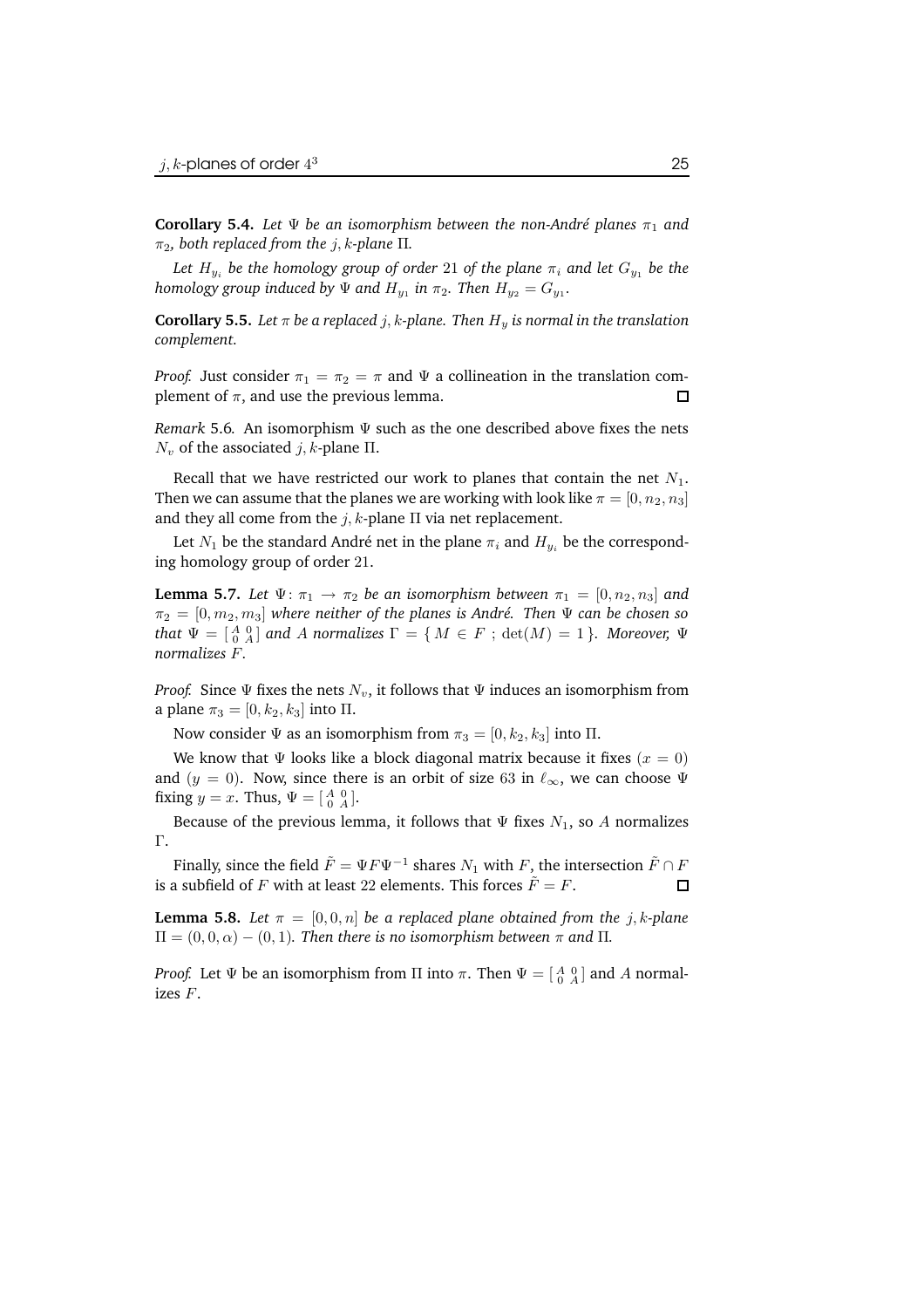**Corollary 5.4.** *Let $\Psi$ be an isomorphism between the non-André planes $\pi_1$ and $\pi_2$, both replaced from the $j, k$-plane $\Pi$.*

*Let $H_{y_i}$ be the homology group of order 21 of the plane $\pi_i$ and let $G_{y_1}$ be the homology group induced by $\Psi$ and $H_{y_1}$ in $\pi_2$. Then $H_{y_2} = G_{y_1}$.*

**Corollary 5.5.** *Let $\pi$ be a replaced $j, k$-plane. Then $H_y$ is normal in the translation complement.*

*Proof.* Just consider $\pi_1 = \pi_2 = \pi$ and $\Psi$ a collineation in the translation complement of $\pi$, and use the previous lemma. ◻

*Remark* 5.6. An isomorphism $\Psi$ such as the one described above fixes the nets $N_v$ of the associated $j, k$-plane $\Pi$.

Recall that we have restricted our work to planes that contain the net $N_1$. Then we can assume that the planes we are working with look like $\pi = [0, n_2, n_3]$ and they all come from the $j, k$-plane $\Pi$ via net replacement.

Let $N_1$ be the standard André net in the plane $\pi_i$ and $H_{y_i}$ be the corresponding homology group of order 21.

**Lemma 5.7.** *Let $\Psi \colon \pi_1 \to \pi_2$ be an isomorphism between $\pi_1 = [0, n_2, n_3]$ and $\pi_2 = [0, m_2, m_3]$ where neither of the planes is André. Then $\Psi$ can be chosen so that $\Psi = \left[\begin{smallmatrix} A & 0 \\ 0 & A \end{smallmatrix}\right]$ and $A$ normalizes $\Gamma = \{\, M \in F \;;\; \det(M) = 1 \,\}$. Moreover, $\Psi$ normalizes $F$.*

*Proof.* Since $\Psi$ fixes the nets $N_v$, it follows that $\Psi$ induces an isomorphism from a plane $\pi_3 = [0, k_2, k_3]$ into $\Pi$.

Now consider $\Psi$ as an isomorphism from $\pi_3 = [0, k_2, k_3]$ into $\Pi$.

We know that $\Psi$ looks like a block diagonal matrix because it fixes $(x = 0)$ and $(y = 0)$. Now, since there is an orbit of size 63 in $\ell_\infty$, we can choose $\Psi$ fixing $y = x$. Thus, $\Psi = \left[\begin{smallmatrix} A & 0 \\ 0 & A \end{smallmatrix}\right]$.

Because of the previous lemma, it follows that $\Psi$ fixes $N_1$, so $A$ normalizes $\Gamma$.

Finally, since the field $\tilde{F} = \Psi F \Psi^{-1}$ shares $N_1$ with $F$, the intersection $\tilde{F} \cap F$ is a subfield of $F$ with at least 22 elements. This forces $\tilde{F} = F$. ◻

**Lemma 5.8.** *Let $\pi = [0, 0, n]$ be a replaced plane obtained from the $j, k$-plane $\Pi = (0, 0, \alpha) - (0, 1)$. Then there is no isomorphism between $\pi$ and $\Pi$.*

*Proof.* Let $\Psi$ be an isomorphism from $\Pi$ into $\pi$. Then $\Psi = \left[\begin{smallmatrix} A & 0 \\ 0 & A \end{smallmatrix}\right]$ and $A$ normalizes $F$.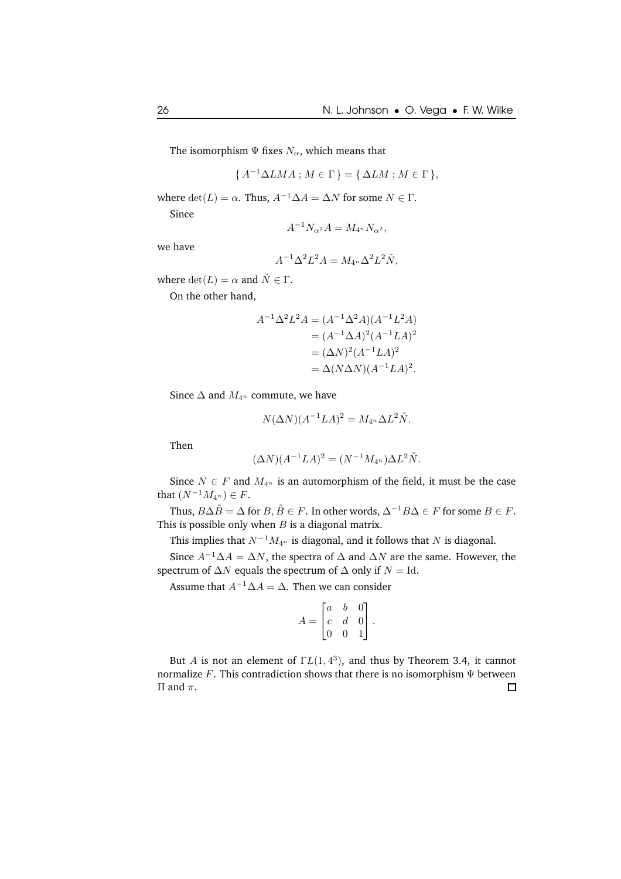The isomorphism $\Psi$ fixes $N_\alpha$, which means that

$$\{\, A^{-1}\Delta LMA \,;\, M \in \Gamma \,\} = \{\, \Delta LM \,;\, M \in \Gamma \,\},$$

where $\det(L) = \alpha$. Thus, $A^{-1}\Delta A = \Delta N$ for some $N \in \Gamma$.

Since

$$A^{-1} N_{\alpha^2} A = M_{4^n} N_{\alpha^2},$$

we have

$$A^{-1}\Delta^2 L^2 A = M_{4^n}\Delta^2 L^2 \tilde{N},$$

where $\det(L) = \alpha$ and $\tilde{N} \in \Gamma$.

On the other hand,

$$\begin{aligned}
A^{-1}\Delta^2 L^2 A &= (A^{-1}\Delta^2 A)(A^{-1}L^2 A)\\
&= (A^{-1}\Delta A)^2 (A^{-1}LA)^2\\
&= (\Delta N)^2 (A^{-1}LA)^2\\
&= \Delta(N\Delta N)(A^{-1}LA)^2.
\end{aligned}$$

Since $\Delta$ and $M_{4^n}$ commute, we have

$$N(\Delta N)(A^{-1}LA)^2 = M_{4^n}\Delta L^2 \tilde{N}.$$

Then

$$(\Delta N)(A^{-1}LA)^2 = (N^{-1}M_{4^n})\Delta L^2 \tilde{N}.$$

Since $N \in F$ and $M_{4^n}$ is an automorphism of the field, it must be the case that $(N^{-1}M_{4^n}) \in F$.

Thus, $B\Delta\tilde{B} = \Delta$ for $B, \tilde{B} \in F$. In other words, $\Delta^{-1}B\Delta \in F$ for some $B \in F$. This is possible only when $B$ is a diagonal matrix.

This implies that $N^{-1}M_{4^n}$ is diagonal, and it follows that $N$ is diagonal.

Since $A^{-1}\Delta A = \Delta N$, the spectra of $\Delta$ and $\Delta N$ are the same. However, the spectrum of $\Delta N$ equals the spectrum of $\Delta$ only if $N = \mathrm{Id}$.

Assume that $A^{-1}\Delta A = \Delta$. Then we can consider

$$A = \begin{bmatrix} a & b & 0\\ c & d & 0\\ 0 & 0 & 1 \end{bmatrix}.$$

But $A$ is not an element of $\Gamma L(1, 4^3)$, and thus by Theorem 3.4, it cannot normalize $F$. This contradiction shows that there is no isomorphism $\Psi$ between $\Pi$ and $\pi$. $\square$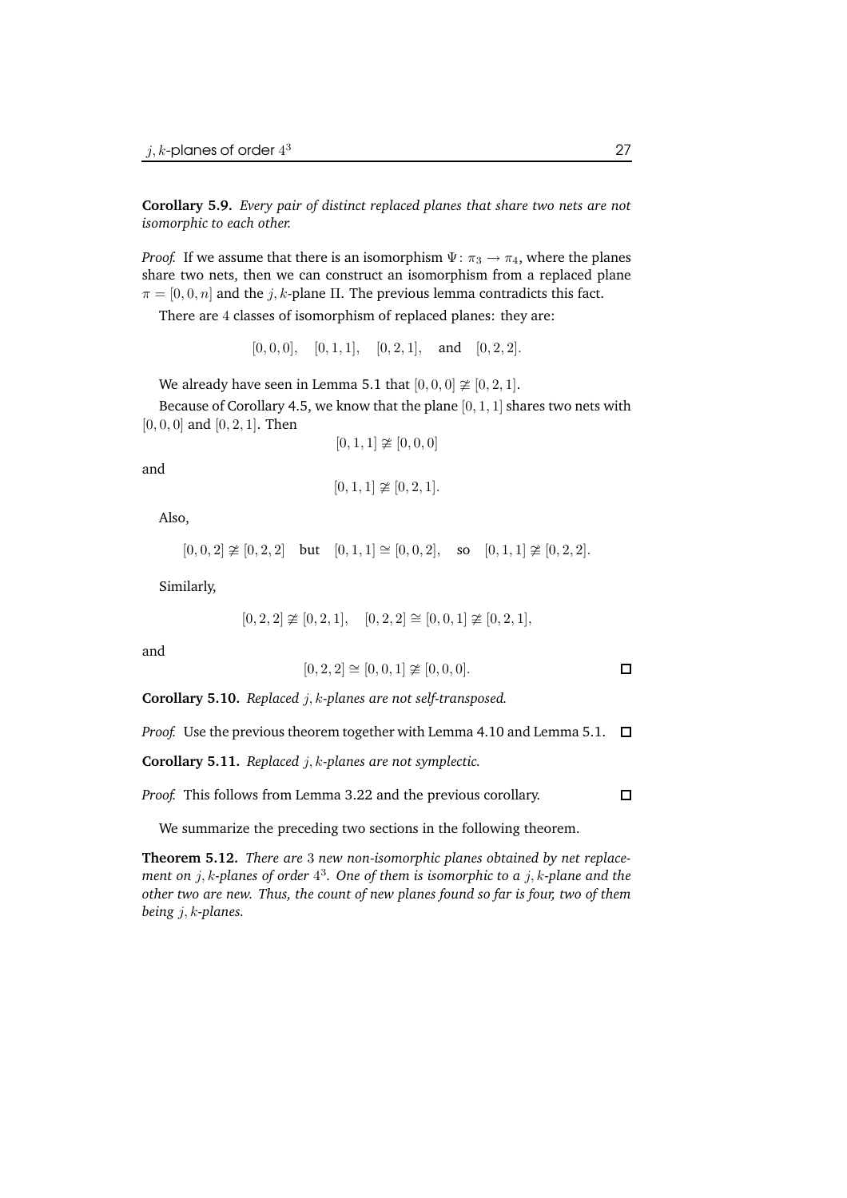**Corollary 5.9.** *Every pair of distinct replaced planes that share two nets are not isomorphic to each other.*

*Proof.* If we assume that there is an isomorphism $\Psi\colon \pi_3 \to \pi_4$, where the planes share two nets, then we can construct an isomorphism from a replaced plane $\pi = [0, 0, n]$ and the $j, k$-plane $\Pi$. The previous lemma contradicts this fact.

There are $4$ classes of isomorphism of replaced planes: they are:

$$[0, 0, 0], \quad [0, 1, 1], \quad [0, 2, 1], \quad \text{and} \quad [0, 2, 2].$$

We already have seen in Lemma 5.1 that $[0, 0, 0] \ncong [0, 2, 1]$.

Because of Corollary 4.5, we know that the plane $[0, 1, 1]$ shares two nets with $[0, 0, 0]$ and $[0, 2, 1]$. Then

$$[0, 1, 1] \ncong [0, 0, 0]$$

and

$$[0, 1, 1] \ncong [0, 2, 1].$$

Also,

$$[0, 0, 2] \ncong [0, 2, 2] \quad \text{but} \quad [0, 1, 1] \cong [0, 0, 2], \quad \text{so} \quad [0, 1, 1] \ncong [0, 2, 2].$$

Similarly,

$$[0, 2, 2] \ncong [0, 2, 1], \quad [0, 2, 2] \cong [0, 0, 1] \ncong [0, 2, 1],$$

and

$$[0, 2, 2] \cong [0, 0, 1] \ncong [0, 0, 0].$$

□

**Corollary 5.10.** *Replaced $j, k$-planes are not self-transposed.*

*Proof.* Use the previous theorem together with Lemma 4.10 and Lemma 5.1. □

**Corollary 5.11.** *Replaced $j, k$-planes are not symplectic.*

*Proof.* This follows from Lemma 3.22 and the previous corollary. □

We summarize the preceding two sections in the following theorem.

**Theorem 5.12.** *There are $3$ new non-isomorphic planes obtained by net replacement on $j, k$-planes of order $4^3$. One of them is isomorphic to a $j, k$-plane and the other two are new. Thus, the count of new planes found so far is four, two of them being $j, k$-planes.*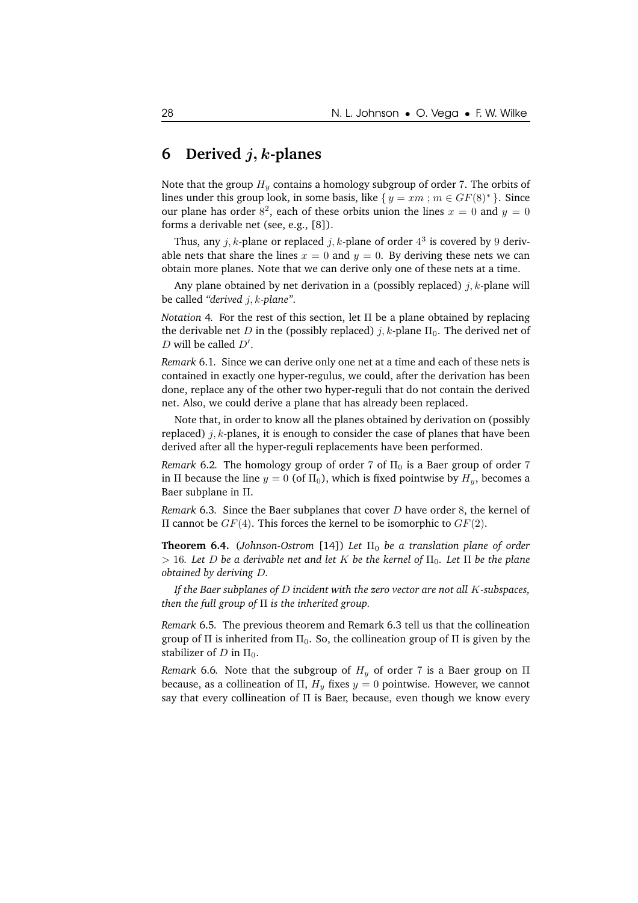## 6 Derived $j, k$-planes

Note that the group $H_y$ contains a homology subgroup of order 7. The orbits of lines under this group look, in some basis, like $\{ y = xm \, ; \, m \in GF(8)^* \}$. Since our plane has order $8^2$, each of these orbits union the lines $x = 0$ and $y = 0$ forms a derivable net (see, e.g., [8]).

Thus, any $j, k$-plane or replaced $j, k$-plane of order $4^3$ is covered by 9 derivable nets that share the lines $x = 0$ and $y = 0$. By deriving these nets we can obtain more planes. Note that we can derive only one of these nets at a time.

Any plane obtained by net derivation in a (possibly replaced) $j, k$-plane will be called *"derived $j, k$-plane"*.

*Notation* 4*.* For the rest of this section, let $\Pi$ be a plane obtained by replacing the derivable net $D$ in the (possibly replaced) $j, k$-plane $\Pi_0$. The derived net of $D$ will be called $D'$.

*Remark* 6.1*.* Since we can derive only one net at a time and each of these nets is contained in exactly one hyper-regulus, we could, after the derivation has been done, replace any of the other two hyper-reguli that do not contain the derived net. Also, we could derive a plane that has already been replaced.

Note that, in order to know all the planes obtained by derivation on (possibly replaced) $j, k$-planes, it is enough to consider the case of planes that have been derived after all the hyper-reguli replacements have been performed.

*Remark* 6.2*.* The homology group of order 7 of $\Pi_0$ is a Baer group of order 7 in $\Pi$ because the line $y = 0$ (of $\Pi_0$), which is fixed pointwise by $H_y$, becomes a Baer subplane in $\Pi$.

*Remark* 6.3*.* Since the Baer subplanes that cover $D$ have order 8, the kernel of $\Pi$ cannot be $GF(4)$. This forces the kernel to be isomorphic to $GF(2)$.

**Theorem 6.4.** (*Johnson-Ostrom* [14]) *Let $\Pi_0$ be a translation plane of order $> 16$. Let $D$ be a derivable net and let $K$ be the kernel of $\Pi_0$. Let $\Pi$ be the plane obtained by deriving $D$.*

*If the Baer subplanes of $D$ incident with the zero vector are not all $K$-subspaces, then the full group of $\Pi$ is the inherited group.*

*Remark* 6.5*.* The previous theorem and Remark 6.3 tell us that the collineation group of $\Pi$ is inherited from $\Pi_0$. So, the collineation group of $\Pi$ is given by the stabilizer of $D$ in $\Pi_0$.

*Remark* 6.6*.* Note that the subgroup of $H_y$ of order 7 is a Baer group on $\Pi$ because, as a collineation of $\Pi$, $H_y$ fixes $y = 0$ pointwise. However, we cannot say that every collineation of $\Pi$ is Baer, because, even though we know every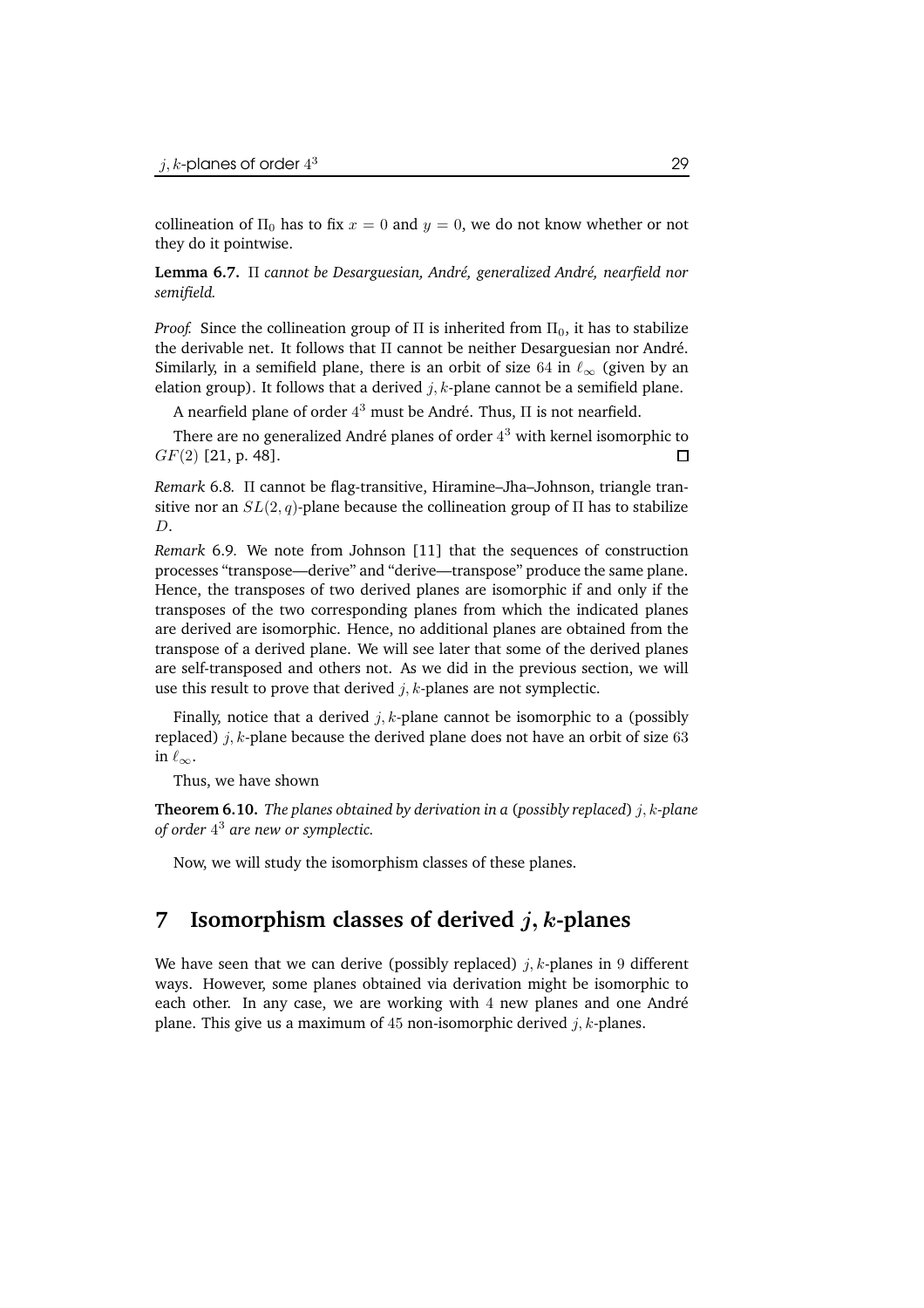collineation of $\Pi_0$ has to fix $x = 0$ and $y = 0$, we do not know whether or not they do it pointwise.

**Lemma 6.7.** *$\Pi$ cannot be Desarguesian, André, generalized André, nearfield nor semifield.*

*Proof.* Since the collineation group of $\Pi$ is inherited from $\Pi_0$, it has to stabilize the derivable net. It follows that $\Pi$ cannot be neither Desarguesian nor André. Similarly, in a semifield plane, there is an orbit of size $64$ in $\ell_\infty$ (given by an elation group). It follows that a derived $j, k$-plane cannot be a semifield plane.

A nearfield plane of order $4^3$ must be André. Thus, $\Pi$ is not nearfield.

There are no generalized André planes of order $4^3$ with kernel isomorphic to $GF(2)$ [21, p. 48]. □

*Remark* 6.8. $\Pi$ cannot be flag-transitive, Hiramine–Jha–Johnson, triangle transitive nor an $SL(2, q)$-plane because the collineation group of $\Pi$ has to stabilize $D$.

*Remark* 6.9. We note from Johnson [11] that the sequences of construction processes "transpose—derive" and "derive—transpose" produce the same plane. Hence, the transposes of two derived planes are isomorphic if and only if the transposes of the two corresponding planes from which the indicated planes are derived are isomorphic. Hence, no additional planes are obtained from the transpose of a derived plane. We will see later that some of the derived planes are self-transposed and others not. As we did in the previous section, we will use this result to prove that derived $j, k$-planes are not symplectic.

Finally, notice that a derived $j, k$-plane cannot be isomorphic to a (possibly replaced) $j, k$-plane because the derived plane does not have an orbit of size $63$ in $\ell_\infty$.

Thus, we have shown

**Theorem 6.10.** *The planes obtained by derivation in a (possibly replaced) $j, k$-plane of order $4^3$ are new or symplectic.*

Now, we will study the isomorphism classes of these planes.

## 7 Isomorphism classes of derived $j, k$-planes

We have seen that we can derive (possibly replaced) $j, k$-planes in $9$ different ways. However, some planes obtained via derivation might be isomorphic to each other. In any case, we are working with $4$ new planes and one André plane. This give us a maximum of $45$ non-isomorphic derived $j, k$-planes.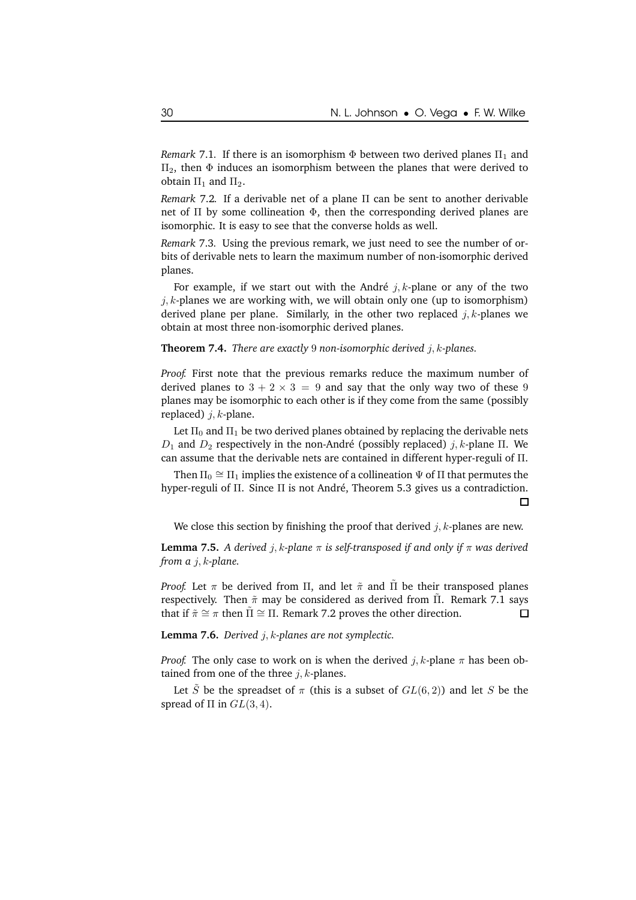*Remark* 7.1. If there is an isomorphism $\Phi$ between two derived planes $\Pi_1$ and $\Pi_2$, then $\Phi$ induces an isomorphism between the planes that were derived to obtain $\Pi_1$ and $\Pi_2$.

*Remark* 7.2. If a derivable net of a plane $\Pi$ can be sent to another derivable net of $\Pi$ by some collineation $\Phi$, then the corresponding derived planes are isomorphic. It is easy to see that the converse holds as well.

*Remark* 7.3. Using the previous remark, we just need to see the number of orbits of derivable nets to learn the maximum number of non-isomorphic derived planes.

For example, if we start out with the André $j, k$-plane or any of the two $j, k$-planes we are working with, we will obtain only one (up to isomorphism) derived plane per plane. Similarly, in the other two replaced $j, k$-planes we obtain at most three non-isomorphic derived planes.

**Theorem 7.4.** *There are exactly* $9$ *non-isomorphic derived* $j, k$*-planes.*

*Proof.* First note that the previous remarks reduce the maximum number of derived planes to $3 + 2 \times 3 = 9$ and say that the only way two of these $9$ planes may be isomorphic to each other is if they come from the same (possibly replaced) $j, k$-plane.

Let $\Pi_0$ and $\Pi_1$ be two derived planes obtained by replacing the derivable nets $D_1$ and $D_2$ respectively in the non-André (possibly replaced) $j, k$-plane $\Pi$. We can assume that the derivable nets are contained in different hyper-reguli of $\Pi$.

Then $\Pi_0 \cong \Pi_1$ implies the existence of a collineation $\Psi$ of $\Pi$ that permutes the hyper-reguli of $\Pi$. Since $\Pi$ is not André, Theorem 5.3 gives us a contradiction. □

We close this section by finishing the proof that derived $j, k$-planes are new.

**Lemma 7.5.** *A derived* $j, k$*-plane* $\pi$ *is self-transposed if and only if* $\pi$ *was derived from a* $j, k$*-plane.*

*Proof.* Let $\pi$ be derived from $\Pi$, and let $\tilde{\pi}$ and $\tilde{\Pi}$ be their transposed planes respectively. Then $\tilde{\pi}$ may be considered as derived from $\tilde{\Pi}$. Remark 7.1 says that if $\tilde{\pi} \cong \pi$ then $\tilde{\Pi} \cong \Pi$. Remark 7.2 proves the other direction. □

**Lemma 7.6.** *Derived* $j, k$*-planes are not symplectic.*

*Proof.* The only case to work on is when the derived $j, k$-plane $\pi$ has been obtained from one of the three $j, k$-planes.

Let $\tilde{S}$ be the spreadset of $\pi$ (this is a subset of $GL(6, 2)$) and let $S$ be the spread of $\Pi$ in $GL(3, 4)$.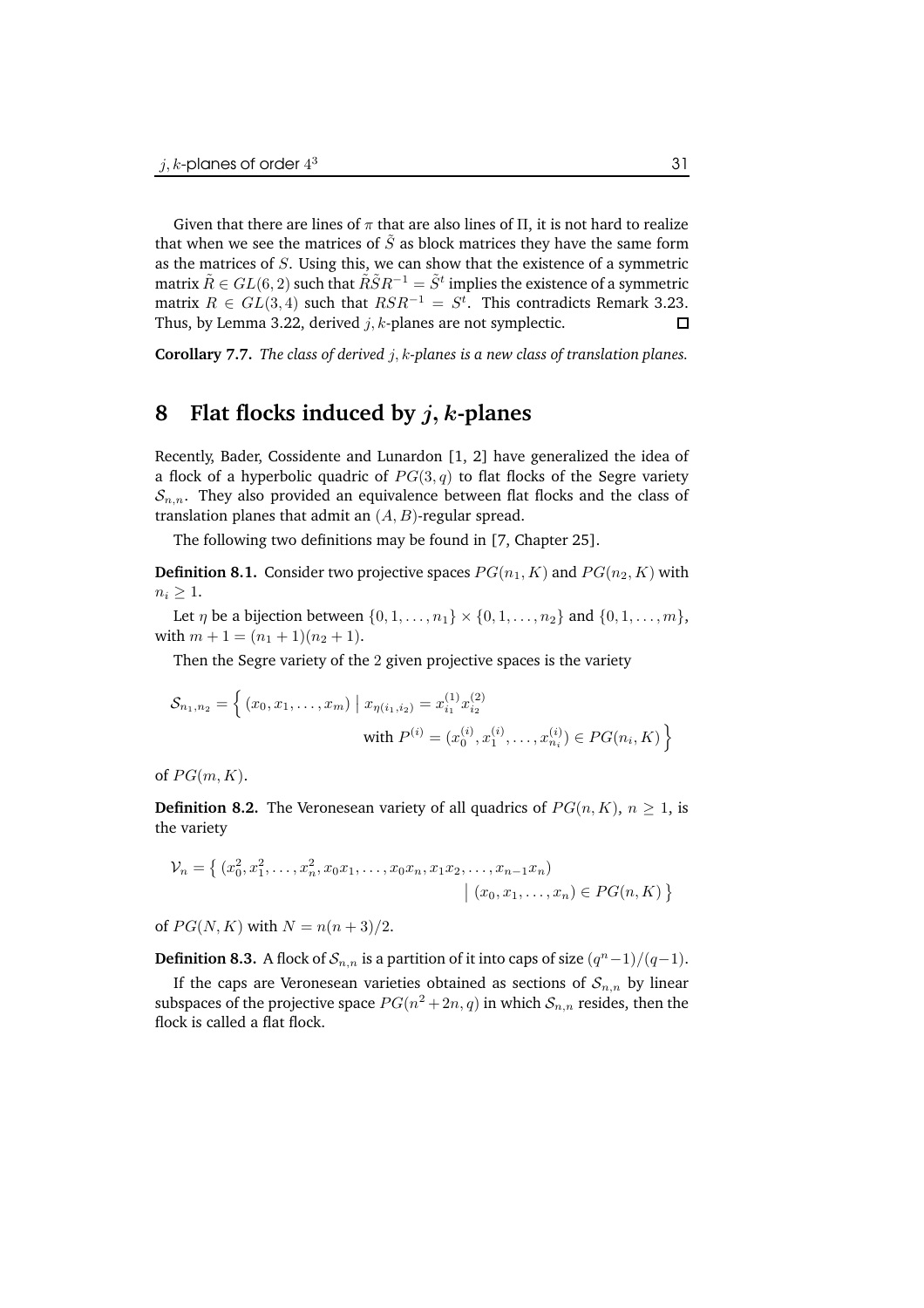Given that there are lines of $\pi$ that are also lines of $\Pi$, it is not hard to realize that when we see the matrices of $\tilde{S}$ as block matrices they have the same form as the matrices of $S$. Using this, we can show that the existence of a symmetric matrix $\tilde{R} \in GL(6,2)$ such that $\tilde{R}\tilde{S}R^{-1} = \tilde{S}^t$ implies the existence of a symmetric matrix $R \in GL(3,4)$ such that $RSR^{-1} = S^t$. This contradicts Remark 3.23. Thus, by Lemma 3.22, derived $j,k$-planes are not symplectic. ◻

**Corollary 7.7.** *The class of derived $j,k$-planes is a new class of translation planes.*

## 8 Flat flocks induced by $j,k$-planes

Recently, Bader, Cossidente and Lunardon [1, 2] have generalized the idea of a flock of a hyperbolic quadric of $PG(3,q)$ to flat flocks of the Segre variety $\mathcal{S}_{n,n}$. They also provided an equivalence between flat flocks and the class of translation planes that admit an $(A,B)$-regular spread.

The following two definitions may be found in [7, Chapter 25].

**Definition 8.1.** Consider two projective spaces $PG(n_1,K)$ and $PG(n_2,K)$ with $n_i \geq 1$.

Let $\eta$ be a bijection between $\{0,1,\ldots,n_1\} \times \{0,1,\ldots,n_2\}$ and $\{0,1,\ldots,m\}$, with $m+1 = (n_1+1)(n_2+1)$.

Then the Segre variety of the 2 given projective spaces is the variety

$$\mathcal{S}_{n_1,n_2} = \Big\{ (x_0,x_1,\ldots,x_m) \mid x_{\eta(i_1,i_2)} = x^{(1)}_{i_1} x^{(2)}_{i_2} \text{ with } P^{(i)} = (x^{(i)}_0, x^{(i)}_1, \ldots, x^{(i)}_{n_i}) \in PG(n_i,K) \Big\}$$

of $PG(m,K)$.

**Definition 8.2.** The Veronesean variety of all quadrics of $PG(n,K)$, $n \geq 1$, is the variety

$$\mathcal{V}_n = \{ (x_0^2, x_1^2, \ldots, x_n^2, x_0x_1, \ldots, x_0x_n, x_1x_2, \ldots, x_{n-1}x_n) \mid (x_0,x_1,\ldots,x_n) \in PG(n,K) \}$$

of $PG(N,K)$ with $N = n(n+3)/2$.

**Definition 8.3.** A flock of $\mathcal{S}_{n,n}$ is a partition of it into caps of size $(q^n-1)/(q-1)$.

If the caps are Veronesean varieties obtained as sections of $\mathcal{S}_{n,n}$ by linear subspaces of the projective space $PG(n^2+2n,q)$ in which $\mathcal{S}_{n,n}$ resides, then the flock is called a flat flock.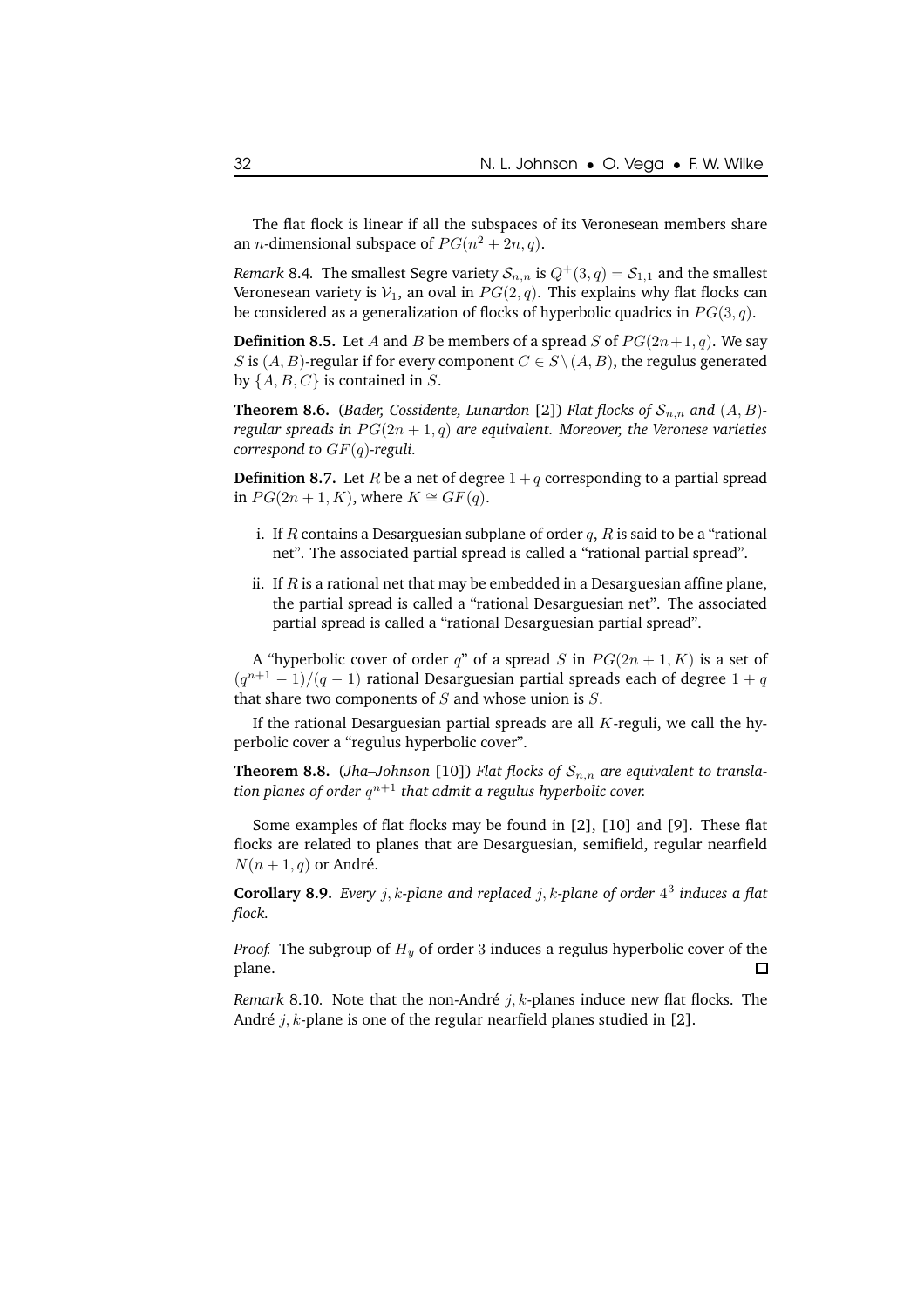The flat flock is linear if all the subspaces of its Veronesean members share an $n$-dimensional subspace of $PG(n^2 + 2n, q)$.

*Remark* 8.4. The smallest Segre variety $\mathcal{S}_{n,n}$ is $Q^+(3, q) = \mathcal{S}_{1,1}$ and the smallest Veronesean variety is $\mathcal{V}_1$, an oval in $PG(2, q)$. This explains why flat flocks can be considered as a generalization of flocks of hyperbolic quadrics in $PG(3, q)$.

**Definition 8.5.** Let $A$ and $B$ be members of a spread $S$ of $PG(2n+1, q)$. We say $S$ is $(A, B)$-regular if for every component $C \in S \setminus (A, B)$, the regulus generated by $\{A, B, C\}$ is contained in $S$.

**Theorem 8.6.** (*Bader, Cossidente, Lunardon* [2]) *Flat flocks of $\mathcal{S}_{n,n}$ and $(A, B)$-regular spreads in $PG(2n + 1, q)$ are equivalent. Moreover, the Veronese varieties correspond to $GF(q)$-reguli.*

**Definition 8.7.** Let $R$ be a net of degree $1 + q$ corresponding to a partial spread in $PG(2n + 1, K)$, where $K \cong GF(q)$.

i. If $R$ contains a Desarguesian subplane of order $q$, $R$ is said to be a "rational net". The associated partial spread is called a "rational partial spread".

ii. If $R$ is a rational net that may be embedded in a Desarguesian affine plane, the partial spread is called a "rational Desarguesian net". The associated partial spread is called a "rational Desarguesian partial spread".

A "hyperbolic cover of order $q$" of a spread $S$ in $PG(2n + 1, K)$ is a set of $(q^{n+1} - 1)/(q - 1)$ rational Desarguesian partial spreads each of degree $1 + q$ that share two components of $S$ and whose union is $S$.

If the rational Desarguesian partial spreads are all $K$-reguli, we call the hyperbolic cover a "regulus hyperbolic cover".

**Theorem 8.8.** (*Jha–Johnson* [10]) *Flat flocks of $\mathcal{S}_{n,n}$ are equivalent to translation planes of order $q^{n+1}$ that admit a regulus hyperbolic cover.*

Some examples of flat flocks may be found in [2], [10] and [9]. These flat flocks are related to planes that are Desarguesian, semifield, regular nearfield $N(n + 1, q)$ or André.

**Corollary 8.9.** *Every $j, k$-plane and replaced $j, k$-plane of order $4^3$ induces a flat flock.*

*Proof.* The subgroup of $H_y$ of order $3$ induces a regulus hyperbolic cover of the plane. □

*Remark* 8.10. Note that the non-André $j, k$-planes induce new flat flocks. The André $j, k$-plane is one of the regular nearfield planes studied in [2].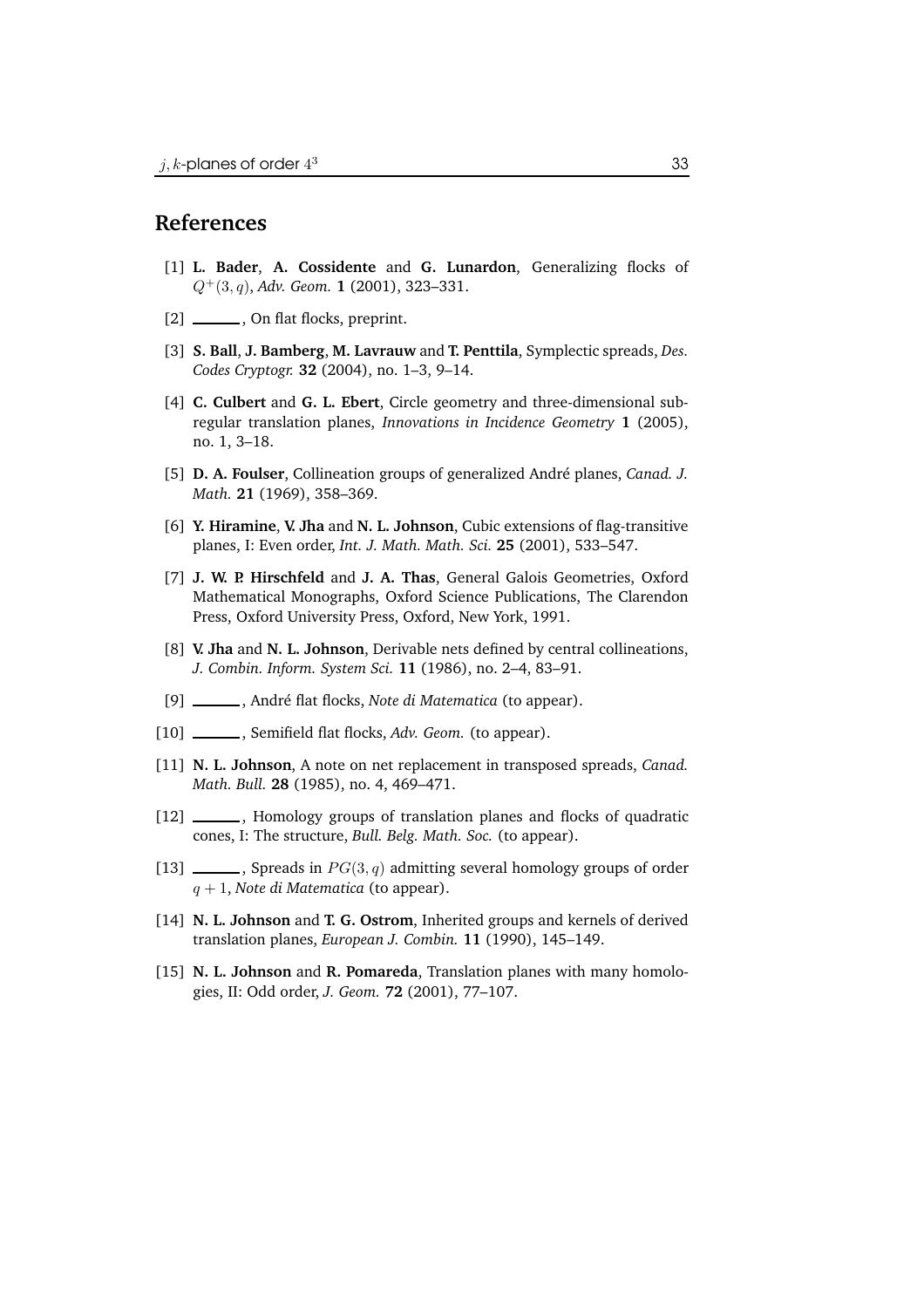## References

[1] **L. Bader**, **A. Cossidente** and **G. Lunardon**, Generalizing flocks of $Q^+(3, q)$, *Adv. Geom.* **1** (2001), 323–331.

[2] ______, On flat flocks, preprint.

[3] **S. Ball**, **J. Bamberg**, **M. Lavrauw** and **T. Penttila**, Symplectic spreads, *Des. Codes Cryptogr.* **32** (2004), no. 1–3, 9–14.

[4] **C. Culbert** and **G. L. Ebert**, Circle geometry and three-dimensional subregular translation planes, *Innovations in Incidence Geometry* **1** (2005), no. 1, 3–18.

[5] **D. A. Foulser**, Collineation groups of generalized André planes, *Canad. J. Math.* **21** (1969), 358–369.

[6] **Y. Hiramine**, **V. Jha** and **N. L. Johnson**, Cubic extensions of flag-transitive planes, I: Even order, *Int. J. Math. Math. Sci.* **25** (2001), 533–547.

[7] **J. W. P. Hirschfeld** and **J. A. Thas**, General Galois Geometries, Oxford Mathematical Monographs, Oxford Science Publications, The Clarendon Press, Oxford University Press, Oxford, New York, 1991.

[8] **V. Jha** and **N. L. Johnson**, Derivable nets defined by central collineations, *J. Combin. Inform. System Sci.* **11** (1986), no. 2–4, 83–91.

[9] ______, André flat flocks, *Note di Matematica* (to appear).

[10] ______, Semifield flat flocks, *Adv. Geom.* (to appear).

[11] **N. L. Johnson**, A note on net replacement in transposed spreads, *Canad. Math. Bull.* **28** (1985), no. 4, 469–471.

[12] ______, Homology groups of translation planes and flocks of quadratic cones, I: The structure, *Bull. Belg. Math. Soc.* (to appear).

[13] ______, Spreads in $PG(3, q)$ admitting several homology groups of order $q + 1$, *Note di Matematica* (to appear).

[14] **N. L. Johnson** and **T. G. Ostrom**, Inherited groups and kernels of derived translation planes, *European J. Combin.* **11** (1990), 145–149.

[15] **N. L. Johnson** and **R. Pomareda**, Translation planes with many homologies, II: Odd order, *J. Geom.* **72** (2001), 77–107.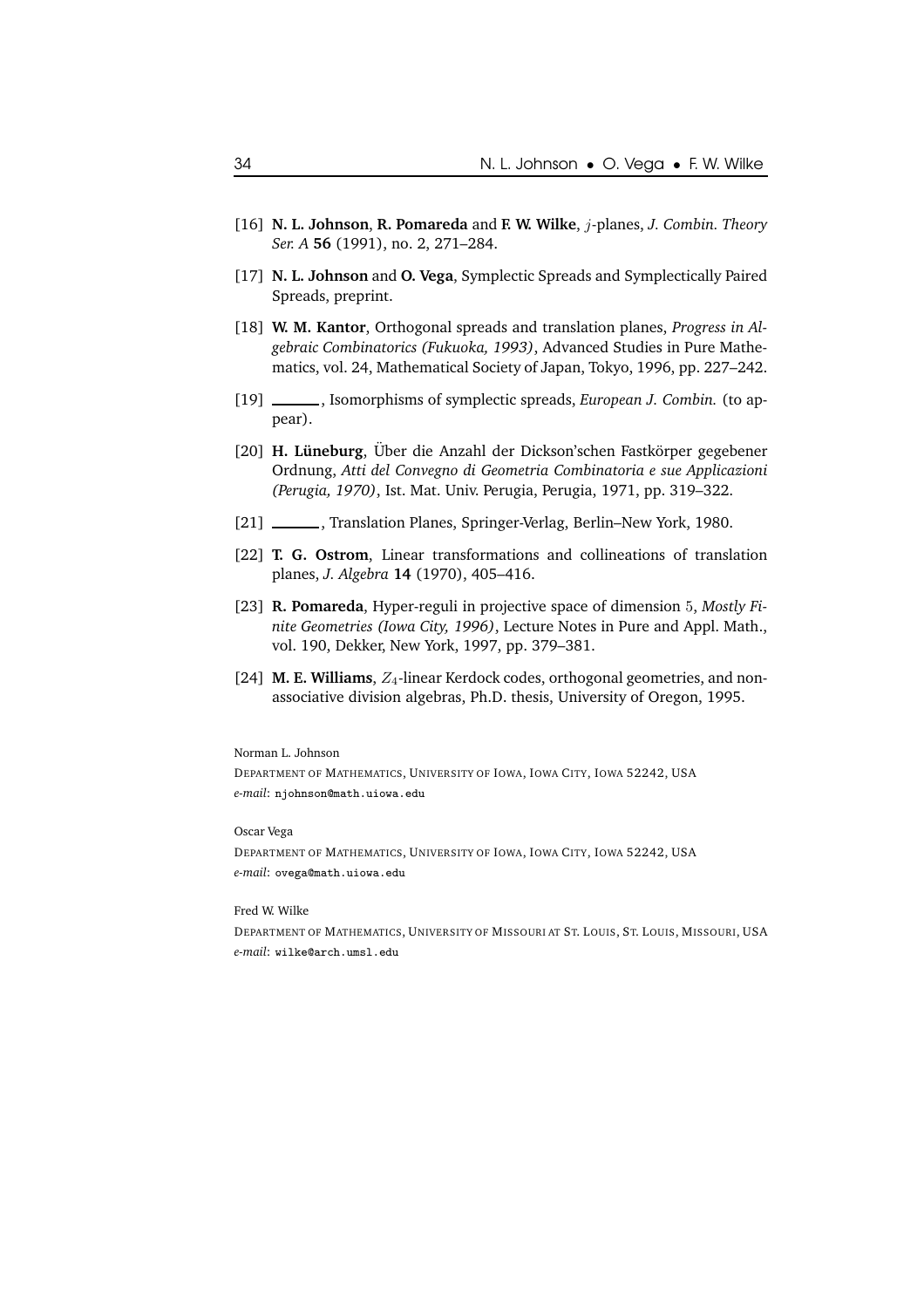[16] **N. L. Johnson**, **R. Pomareda** and **F. W. Wilke**, $j$-planes, *J. Combin. Theory Ser. A* **56** (1991), no. 2, 271–284.

[17] **N. L. Johnson** and **O. Vega**, Symplectic Spreads and Symplectically Paired Spreads, preprint.

[18] **W. M. Kantor**, Orthogonal spreads and translation planes, *Progress in Algebraic Combinatorics (Fukuoka, 1993)*, Advanced Studies in Pure Mathematics, vol. 24, Mathematical Society of Japan, Tokyo, 1996, pp. 227–242.

[19] ______, Isomorphisms of symplectic spreads, *European J. Combin.* (to appear).

[20] **H. Lüneburg**, Über die Anzahl der Dickson'schen Fastkörper gegebener Ordnung, *Atti del Convegno di Geometria Combinatoria e sue Applicazioni (Perugia, 1970)*, Ist. Mat. Univ. Perugia, Perugia, 1971, pp. 319–322.

[21] ______, Translation Planes, Springer-Verlag, Berlin–New York, 1980.

[22] **T. G. Ostrom**, Linear transformations and collineations of translation planes, *J. Algebra* **14** (1970), 405–416.

[23] **R. Pomareda**, Hyper-reguli in projective space of dimension 5, *Mostly Finite Geometries (Iowa City, 1996)*, Lecture Notes in Pure and Appl. Math., vol. 190, Dekker, New York, 1997, pp. 379–381.

[24] **M. E. Williams**, $Z_4$-linear Kerdock codes, orthogonal geometries, and nonassociative division algebras, Ph.D. thesis, University of Oregon, 1995.

Norman L. Johnson
DEPARTMENT OF MATHEMATICS, UNIVERSITY OF IOWA, IOWA CITY, IOWA 52242, USA
*e-mail*: njohnson@math.uiowa.edu

Oscar Vega
DEPARTMENT OF MATHEMATICS, UNIVERSITY OF IOWA, IOWA CITY, IOWA 52242, USA
*e-mail*: ovega@math.uiowa.edu

Fred W. Wilke
DEPARTMENT OF MATHEMATICS, UNIVERSITY OF MISSOURI AT ST. LOUIS, ST. LOUIS, MISSOURI, USA
*e-mail*: wilke@arch.umsl.edu